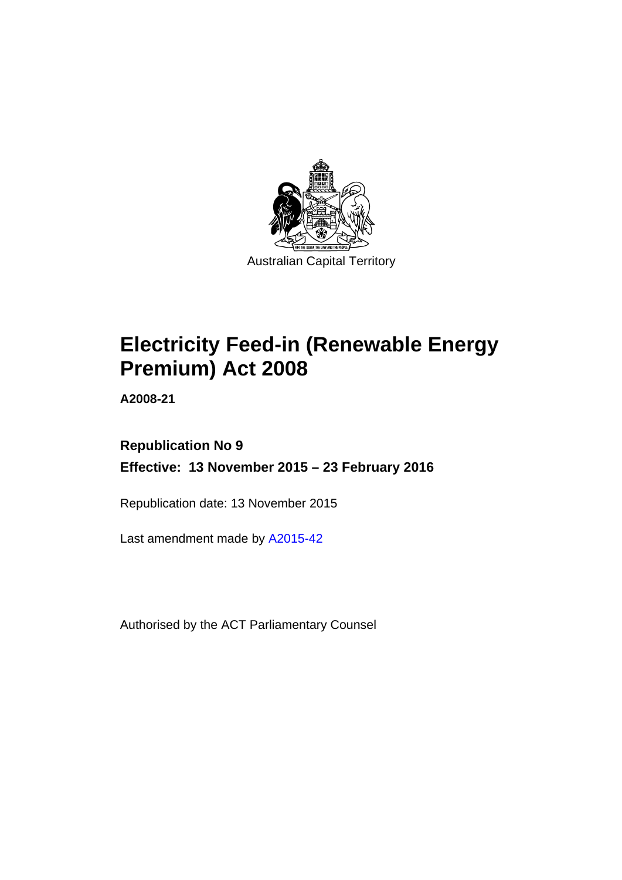Australian Capital Territory

# Electricity Feed-in (Renewable Energy Premium) Act 2008

**A2008-21**

**Republication No 9**

**Effective: 13 November 2015 – 23 February 2016**

Republication date: 13 November 2015

Last amendment made by A2015-42

Authorised by the ACT Parliamentary Counsel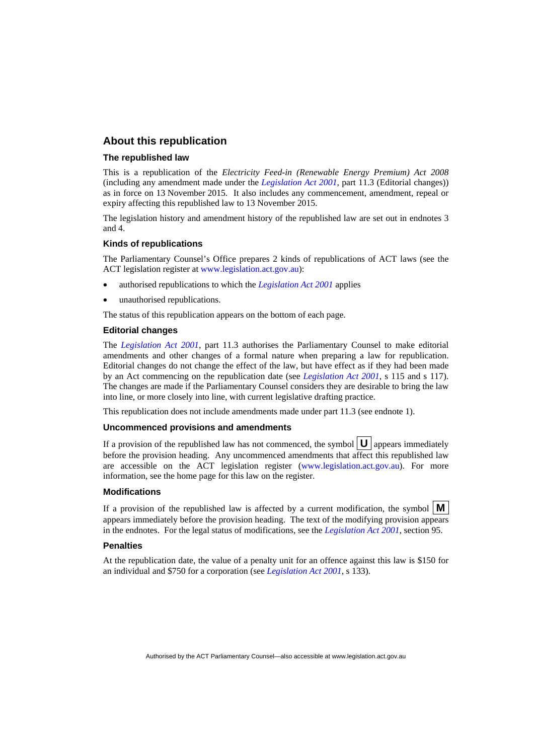## About this republication

### The republished law

This is a republication of the *Electricity Feed-in (Renewable Energy Premium) Act 2008* (including any amendment made under the *Legislation Act 2001*, part 11.3 (Editorial changes)) as in force on 13 November 2015. It also includes any commencement, amendment, repeal or expiry affecting this republished law to 13 November 2015.

The legislation history and amendment history of the republished law are set out in endnotes 3 and 4.

### Kinds of republications

The Parliamentary Counsel's Office prepares 2 kinds of republications of ACT laws (see the ACT legislation register at www.legislation.act.gov.au):

- authorised republications to which the *Legislation Act 2001* applies
- unauthorised republications.

The status of this republication appears on the bottom of each page.

### Editorial changes

The *Legislation Act 2001*, part 11.3 authorises the Parliamentary Counsel to make editorial amendments and other changes of a formal nature when preparing a law for republication. Editorial changes do not change the effect of the law, but have effect as if they had been made by an Act commencing on the republication date (see *Legislation Act 2001*, s 115 and s 117). The changes are made if the Parliamentary Counsel considers they are desirable to bring the law into line, or more closely into line, with current legislative drafting practice.

This republication does not include amendments made under part 11.3 (see endnote 1).

### Uncommenced provisions and amendments

If a provision of the republished law has not commenced, the symbol **U** appears immediately before the provision heading. Any uncommenced amendments that affect this republished law are accessible on the ACT legislation register (www.legislation.act.gov.au). For more information, see the home page for this law on the register.

### Modifications

If a provision of the republished law is affected by a current modification, the symbol **M** appears immediately before the provision heading. The text of the modifying provision appears in the endnotes. For the legal status of modifications, see the *Legislation Act 2001*, section 95.

### Penalties

At the republication date, the value of a penalty unit for an offence against this law is $150 for an individual and $750 for a corporation (see *Legislation Act 2001*, s 133).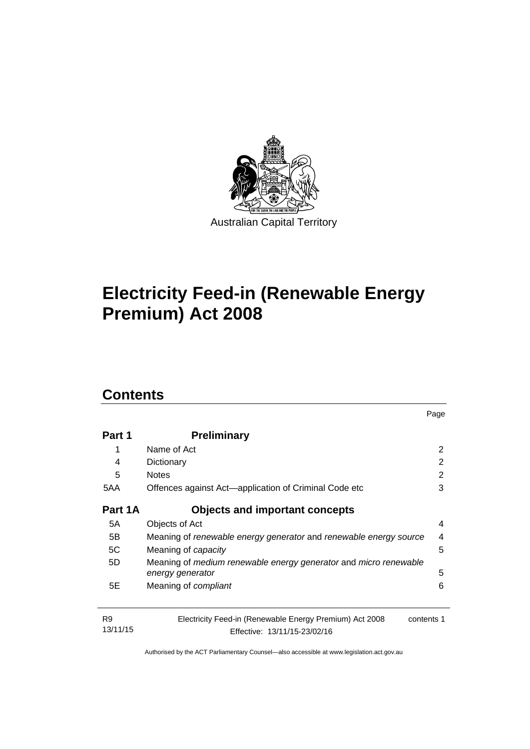Australian Capital Territory

# Electricity Feed-in (Renewable Energy Premium) Act 2008

## Contents

| | | Page |
|---|---|---|
| **Part 1** | **Preliminary** | |
| 1 | Name of Act | 2 |
| 4 | Dictionary | 2 |
| 5 | Notes | 2 |
| 5AA | Offences against Act—application of Criminal Code etc | 3 |
| **Part 1A** | **Objects and important concepts** | |
| 5A | Objects of Act | 4 |
| 5B | Meaning of *renewable energy generator* and *renewable energy source* | 4 |
| 5C | Meaning of *capacity* | 5 |
| 5D | Meaning of *medium renewable energy generator* and *micro renewable energy generator* | 5 |
| 5E | Meaning of *compliant* | 6 |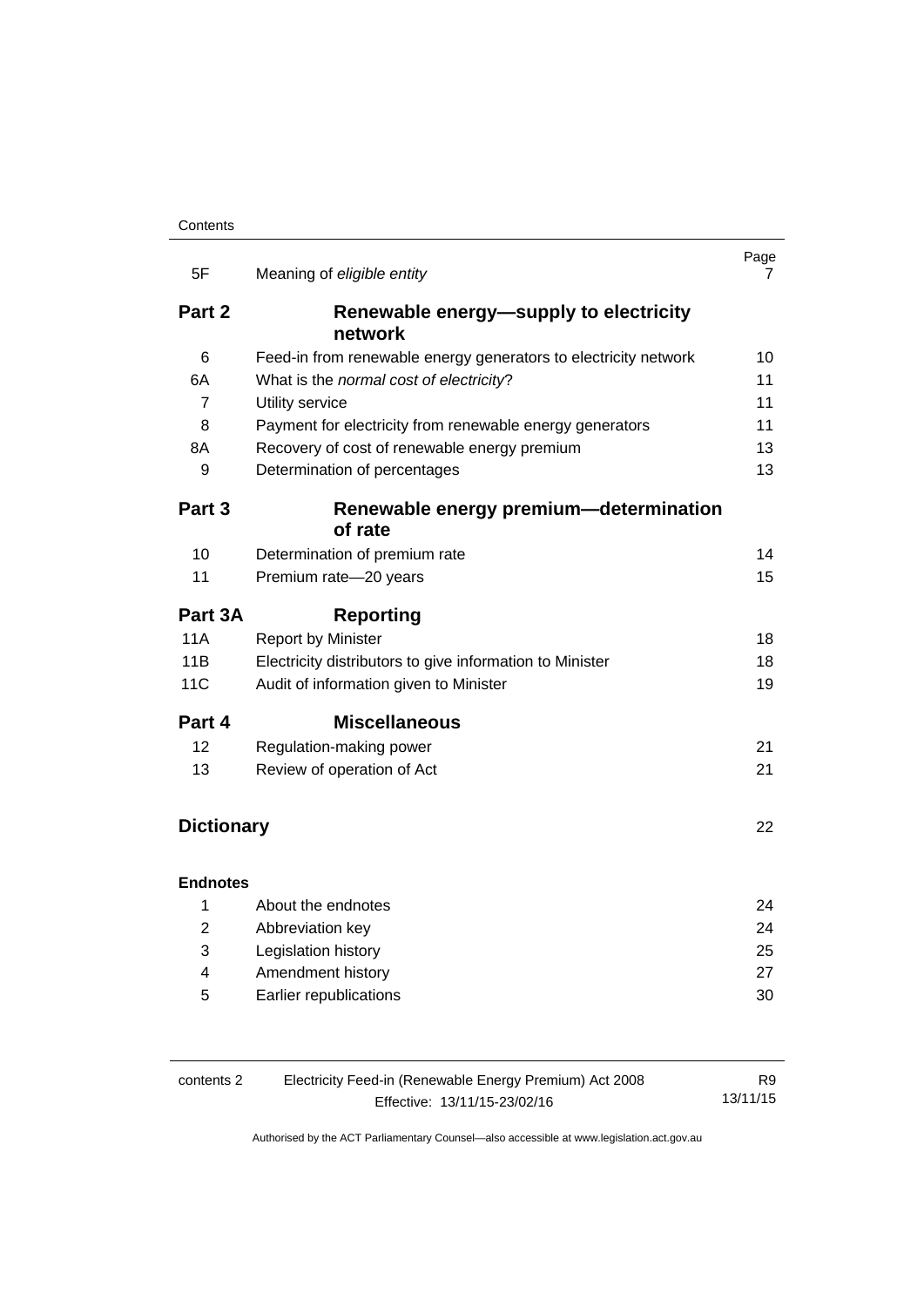| | | Page |
|---|---|---|
| 5F | Meaning of *eligible entity* | 7 |
| **Part 2** | **Renewable energy—supply to electricity network** | |
| 6 | Feed-in from renewable energy generators to electricity network | 10 |
| 6A | What is the *normal cost of electricity*? | 11 |
| 7 | Utility service | 11 |
| 8 | Payment for electricity from renewable energy generators | 11 |
| 8A | Recovery of cost of renewable energy premium | 13 |
| 9 | Determination of percentages | 13 |
| **Part 3** | **Renewable energy premium—determination of rate** | |
| 10 | Determination of premium rate | 14 |
| 11 | Premium rate—20 years | 15 |
| **Part 3A** | **Reporting** | |
| 11A | Report by Minister | 18 |
| 11B | Electricity distributors to give information to Minister | 18 |
| 11C | Audit of information given to Minister | 19 |
| **Part 4** | **Miscellaneous** | |
| 12 | Regulation-making power | 21 |
| 13 | Review of operation of Act | 21 |
| **Dictionary** | | 22 |
| **Endnotes** | | |
| 1 | About the endnotes | 24 |
| 2 | Abbreviation key | 24 |
| 3 | Legislation history | 25 |
| 4 | Amendment history | 27 |
| 5 | Earlier republications | 30 |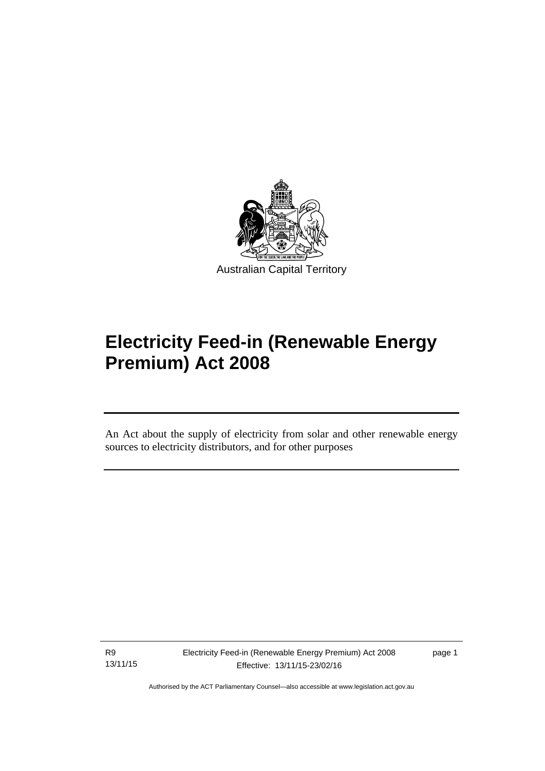Australian Capital Territory

# Electricity Feed-in (Renewable Energy Premium) Act 2008

An Act about the supply of electricity from solar and other renewable energy sources to electricity distributors, and for other purposes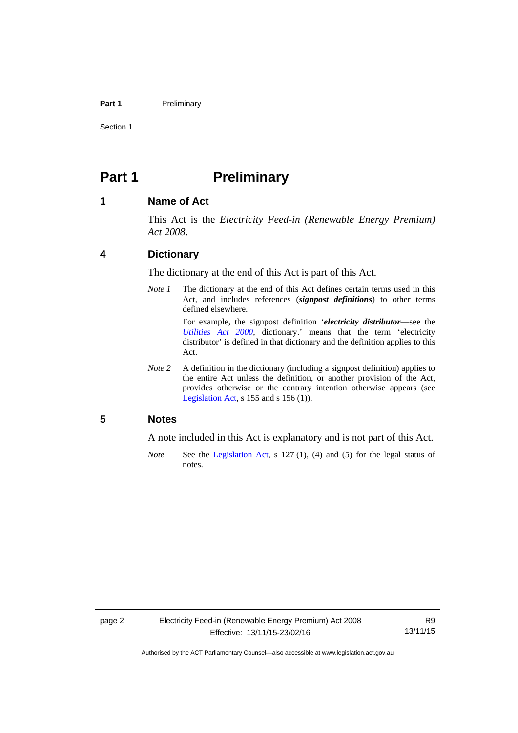# Part 1 Preliminary

## 1 Name of Act

This Act is the *Electricity Feed-in (Renewable Energy Premium) Act 2008*.

## 4 Dictionary

The dictionary at the end of this Act is part of this Act.

*Note 1* The dictionary at the end of this Act defines certain terms used in this Act, and includes references (***signpost definitions***) to other terms defined elsewhere.

For example, the signpost definition '***electricity distributor***—see the *Utilities Act 2000*, dictionary.' means that the term 'electricity distributor' is defined in that dictionary and the definition applies to this Act.

*Note 2* A definition in the dictionary (including a signpost definition) applies to the entire Act unless the definition, or another provision of the Act, provides otherwise or the contrary intention otherwise appears (see Legislation Act, s 155 and s 156 (1)).

## 5 Notes

A note included in this Act is explanatory and is not part of this Act.

*Note* See the Legislation Act, s 127 (1), (4) and (5) for the legal status of notes.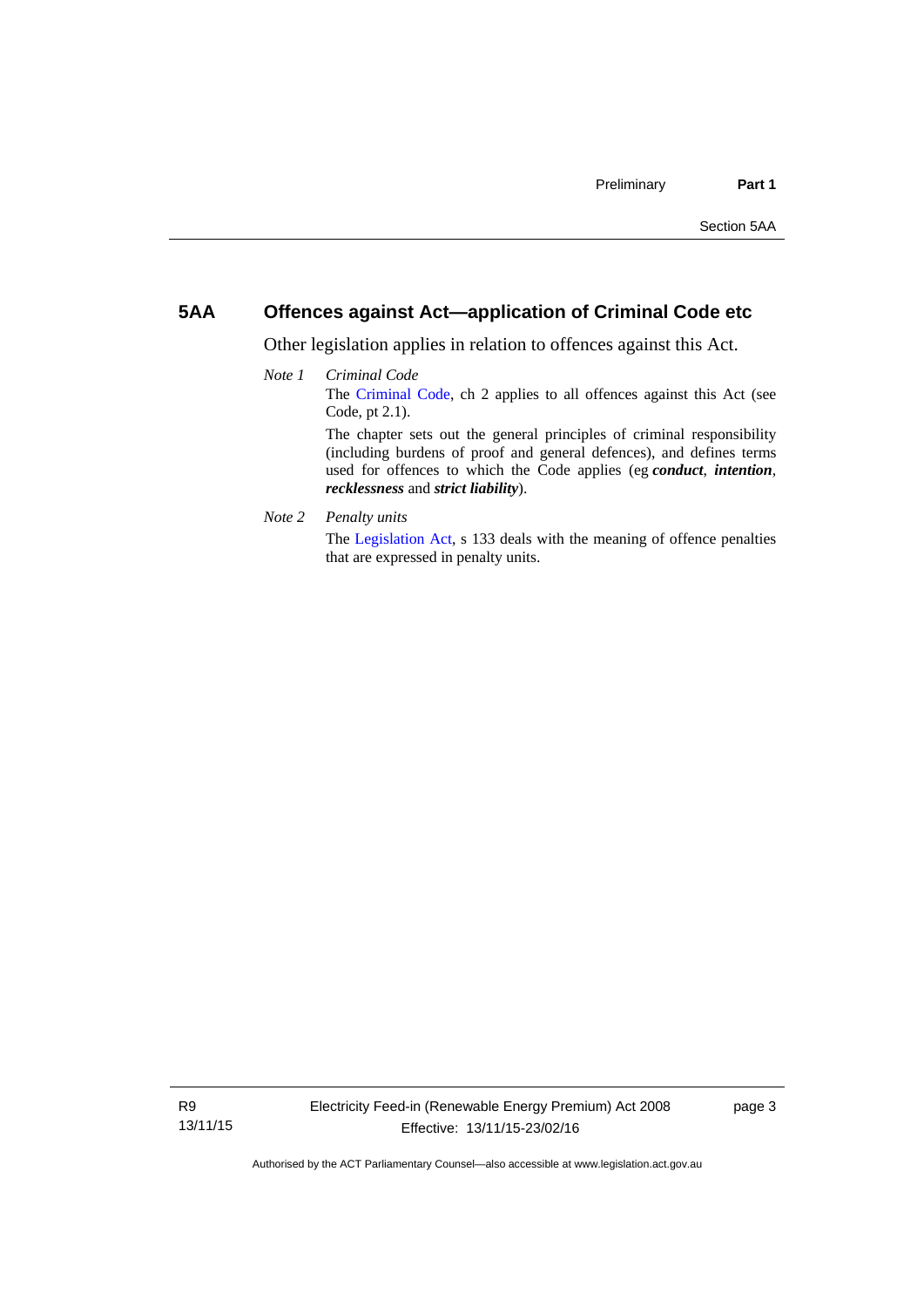## 5AA Offences against Act—application of Criminal Code etc

Other legislation applies in relation to offences against this Act.

*Note 1* *Criminal Code*

The Criminal Code, ch 2 applies to all offences against this Act (see Code, pt 2.1).

The chapter sets out the general principles of criminal responsibility (including burdens of proof and general defences), and defines terms used for offences to which the Code applies (eg ***conduct***, ***intention***, ***recklessness*** and ***strict liability***).

*Note 2* *Penalty units*

The Legislation Act, s 133 deals with the meaning of offence penalties that are expressed in penalty units.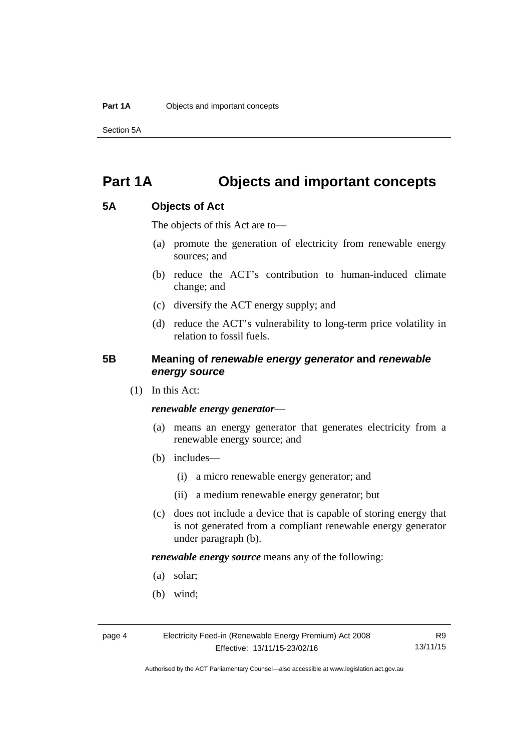# Part 1A Objects and important concepts

## 5A Objects of Act

The objects of this Act are to—

(a) promote the generation of electricity from renewable energy sources; and

(b) reduce the ACT's contribution to human-induced climate change; and

(c) diversify the ACT energy supply; and

(d) reduce the ACT's vulnerability to long-term price volatility in relation to fossil fuels.

## 5B Meaning of *renewable energy generator* and *renewable energy source*

(1) In this Act:

***renewable energy generator***—

(a) means an energy generator that generates electricity from a renewable energy source; and

(b) includes—

(i) a micro renewable energy generator; and

(ii) a medium renewable energy generator; but

(c) does not include a device that is capable of storing energy that is not generated from a compliant renewable energy generator under paragraph (b).

***renewable energy source*** means any of the following:

(a) solar;

(b) wind;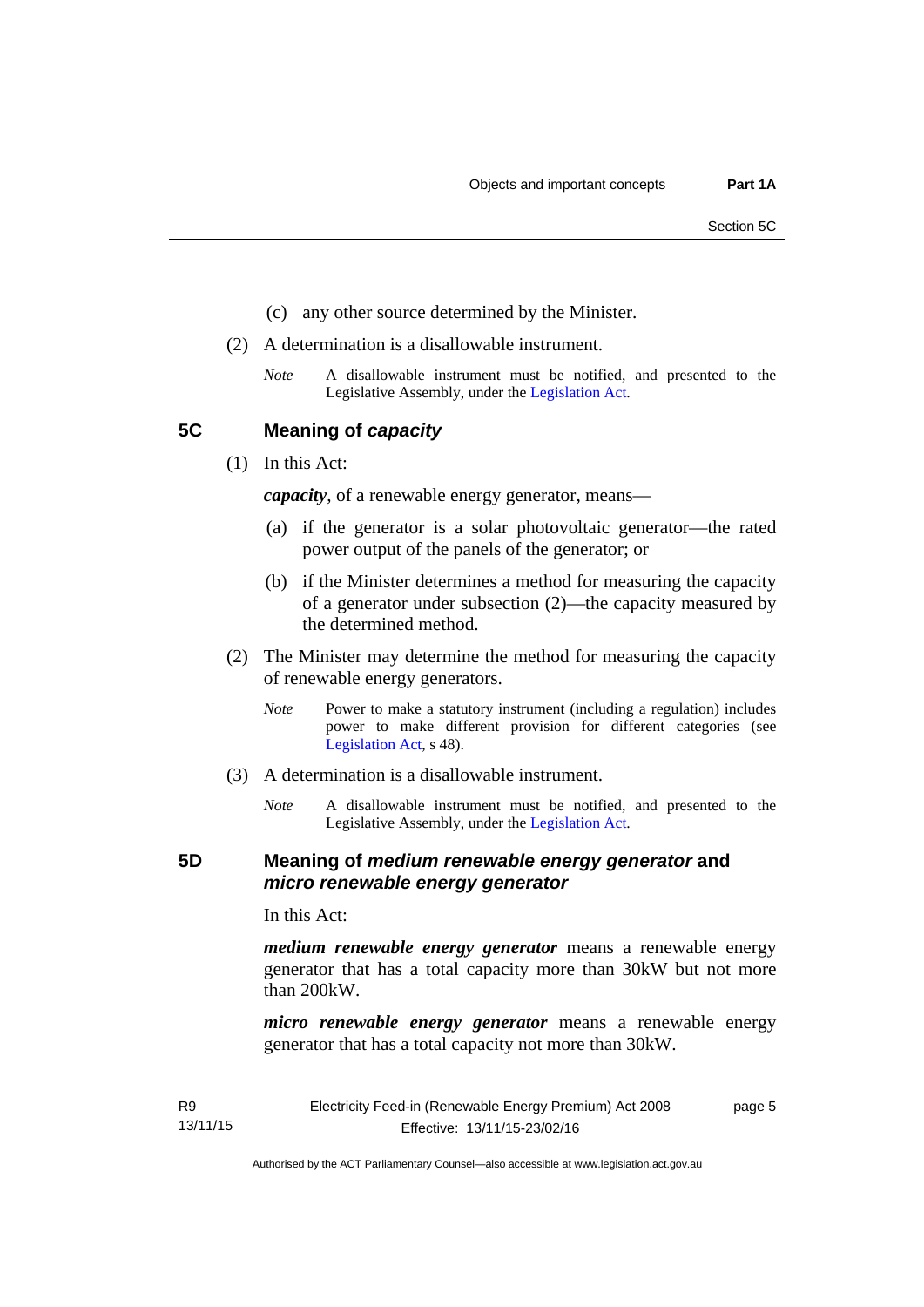(c) any other source determined by the Minister.

(2) A determination is a disallowable instrument.

*Note* A disallowable instrument must be notified, and presented to the Legislative Assembly, under the Legislation Act.

## 5C Meaning of *capacity*

(1) In this Act:

***capacity***, of a renewable energy generator, means—

(a) if the generator is a solar photovoltaic generator—the rated power output of the panels of the generator; or

(b) if the Minister determines a method for measuring the capacity of a generator under subsection (2)—the capacity measured by the determined method.

(2) The Minister may determine the method for measuring the capacity of renewable energy generators.

*Note* Power to make a statutory instrument (including a regulation) includes power to make different provision for different categories (see Legislation Act, s 48).

(3) A determination is a disallowable instrument.

*Note* A disallowable instrument must be notified, and presented to the Legislative Assembly, under the Legislation Act.

## 5D Meaning of *medium renewable energy generator* and *micro renewable energy generator*

In this Act:

***medium renewable energy generator*** means a renewable energy generator that has a total capacity more than 30kW but not more than 200kW.

***micro renewable energy generator*** means a renewable energy generator that has a total capacity not more than 30kW.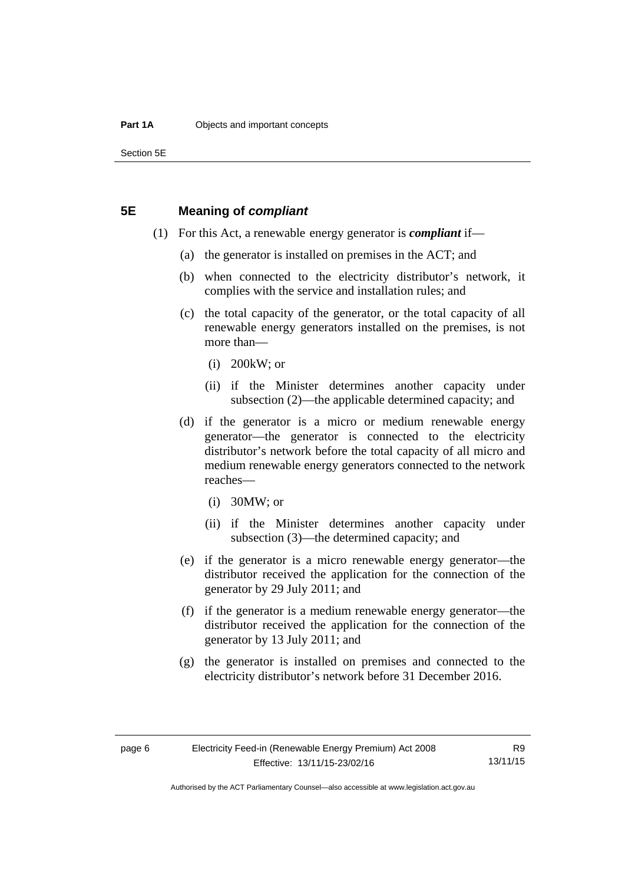## 5E Meaning of ***compliant***

(1) For this Act, a renewable energy generator is ***compliant*** if—

- (a) the generator is installed on premises in the ACT; and
- (b) when connected to the electricity distributor's network, it complies with the service and installation rules; and
- (c) the total capacity of the generator, or the total capacity of all renewable energy generators installed on the premises, is not more than—
  - (i) 200kW; or
  - (ii) if the Minister determines another capacity under subsection (2)—the applicable determined capacity; and
- (d) if the generator is a micro or medium renewable energy generator—the generator is connected to the electricity distributor's network before the total capacity of all micro and medium renewable energy generators connected to the network reaches—
  - (i) 30MW; or
  - (ii) if the Minister determines another capacity under subsection (3)—the determined capacity; and
- (e) if the generator is a micro renewable energy generator—the distributor received the application for the connection of the generator by 29 July 2011; and
- (f) if the generator is a medium renewable energy generator—the distributor received the application for the connection of the generator by 13 July 2011; and
- (g) the generator is installed on premises and connected to the electricity distributor's network before 31 December 2016.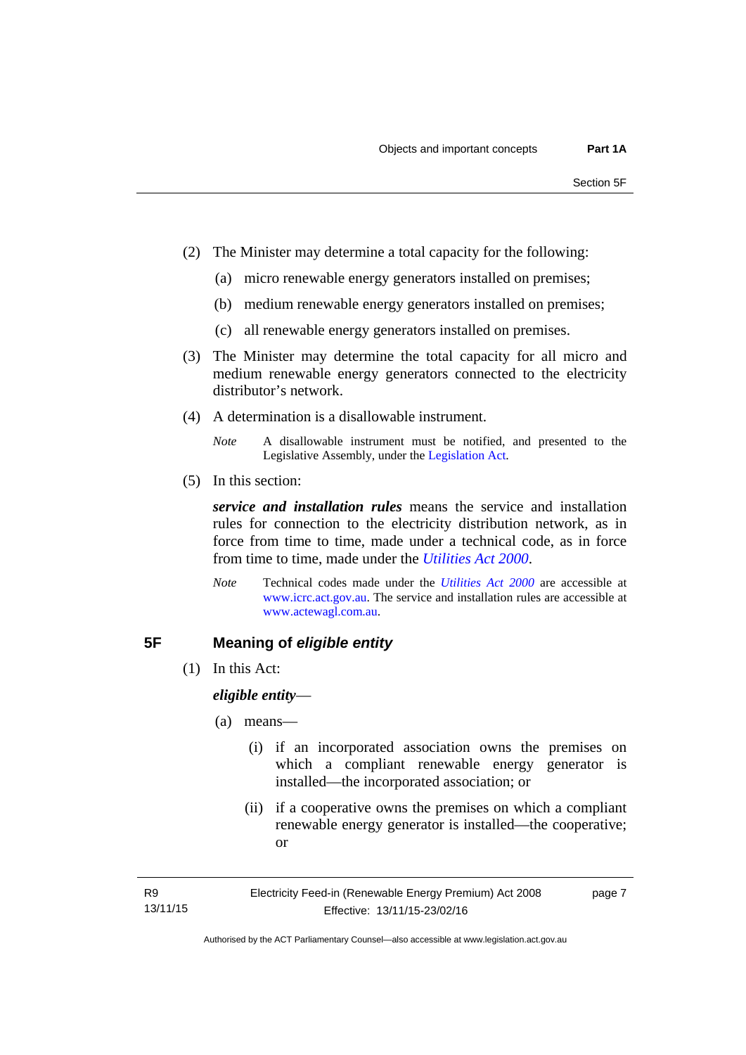(2) The Minister may determine a total capacity for the following:

(a) micro renewable energy generators installed on premises;

(b) medium renewable energy generators installed on premises;

(c) all renewable energy generators installed on premises.

(3) The Minister may determine the total capacity for all micro and medium renewable energy generators connected to the electricity distributor's network.

(4) A determination is a disallowable instrument.

*Note* A disallowable instrument must be notified, and presented to the Legislative Assembly, under the Legislation Act.

(5) In this section:

***service and installation rules*** means the service and installation rules for connection to the electricity distribution network, as in force from time to time, made under a technical code, as in force from time to time, made under the *Utilities Act 2000*.

*Note* Technical codes made under the *Utilities Act 2000* are accessible at www.icrc.act.gov.au. The service and installation rules are accessible at www.actewagl.com.au.

## 5F Meaning of *eligible entity*

(1) In this Act:

***eligible entity***—

(a) means—

(i) if an incorporated association owns the premises on which a compliant renewable energy generator is installed—the incorporated association; or

(ii) if a cooperative owns the premises on which a compliant renewable energy generator is installed—the cooperative; or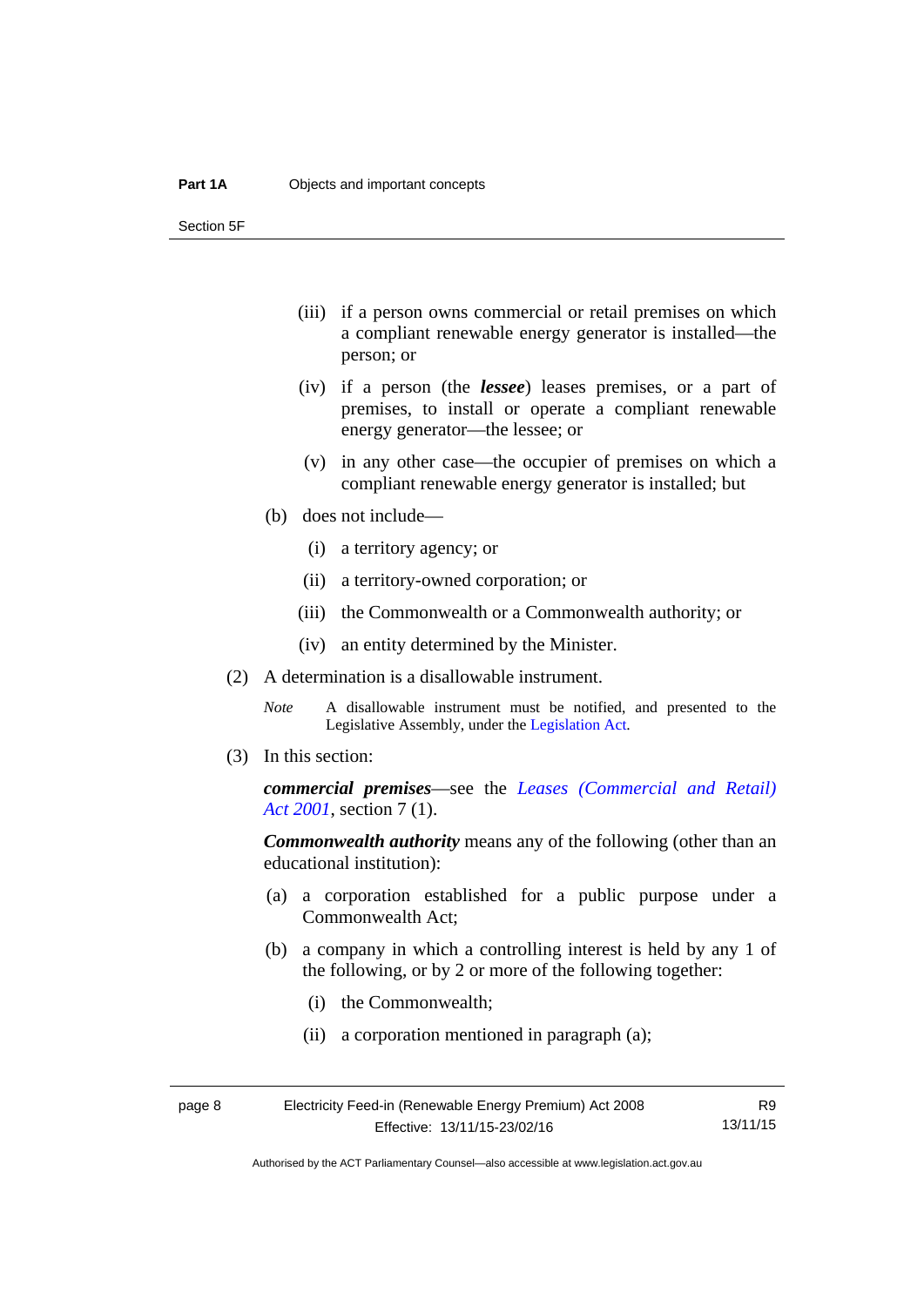(iii) if a person owns commercial or retail premises on which a compliant renewable energy generator is installed—the person; or

(iv) if a person (the ***lessee***) leases premises, or a part of premises, to install or operate a compliant renewable energy generator—the lessee; or

(v) in any other case—the occupier of premises on which a compliant renewable energy generator is installed; but

(b) does not include—

(i) a territory agency; or

(ii) a territory-owned corporation; or

(iii) the Commonwealth or a Commonwealth authority; or

(iv) an entity determined by the Minister.

(2) A determination is a disallowable instrument.

*Note* A disallowable instrument must be notified, and presented to the Legislative Assembly, under the Legislation Act.

(3) In this section:

***commercial premises***—see the *Leases (Commercial and Retail) Act 2001*, section 7 (1).

***Commonwealth authority*** means any of the following (other than an educational institution):

(a) a corporation established for a public purpose under a Commonwealth Act;

(b) a company in which a controlling interest is held by any 1 of the following, or by 2 or more of the following together:

(i) the Commonwealth;

(ii) a corporation mentioned in paragraph (a);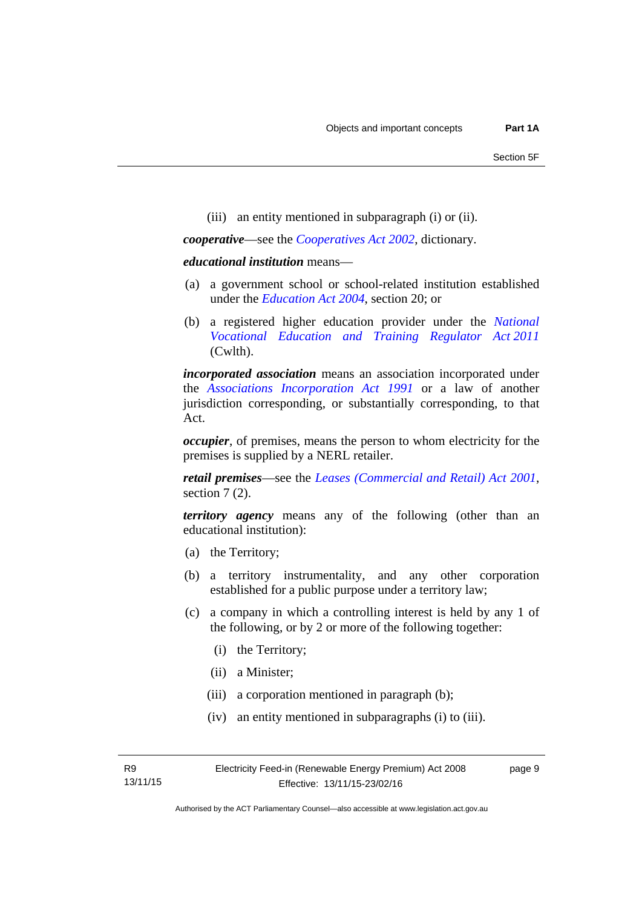(iii) an entity mentioned in subparagraph (i) or (ii).

***cooperative***—see the *Cooperatives Act 2002*, dictionary.

***educational institution*** means—

(a) a government school or school-related institution established under the *Education Act 2004*, section 20; or

(b) a registered higher education provider under the *National Vocational Education and Training Regulator Act 2011* (Cwlth).

***incorporated association*** means an association incorporated under the *Associations Incorporation Act 1991* or a law of another jurisdiction corresponding, or substantially corresponding, to that Act.

***occupier***, of premises, means the person to whom electricity for the premises is supplied by a NERL retailer.

***retail premises***—see the *Leases (Commercial and Retail) Act 2001*, section 7 (2).

***territory agency*** means any of the following (other than an educational institution):

(a) the Territory;

(b) a territory instrumentality, and any other corporation established for a public purpose under a territory law;

(c) a company in which a controlling interest is held by any 1 of the following, or by 2 or more of the following together:

(i) the Territory;

(ii) a Minister;

(iii) a corporation mentioned in paragraph (b);

(iv) an entity mentioned in subparagraphs (i) to (iii).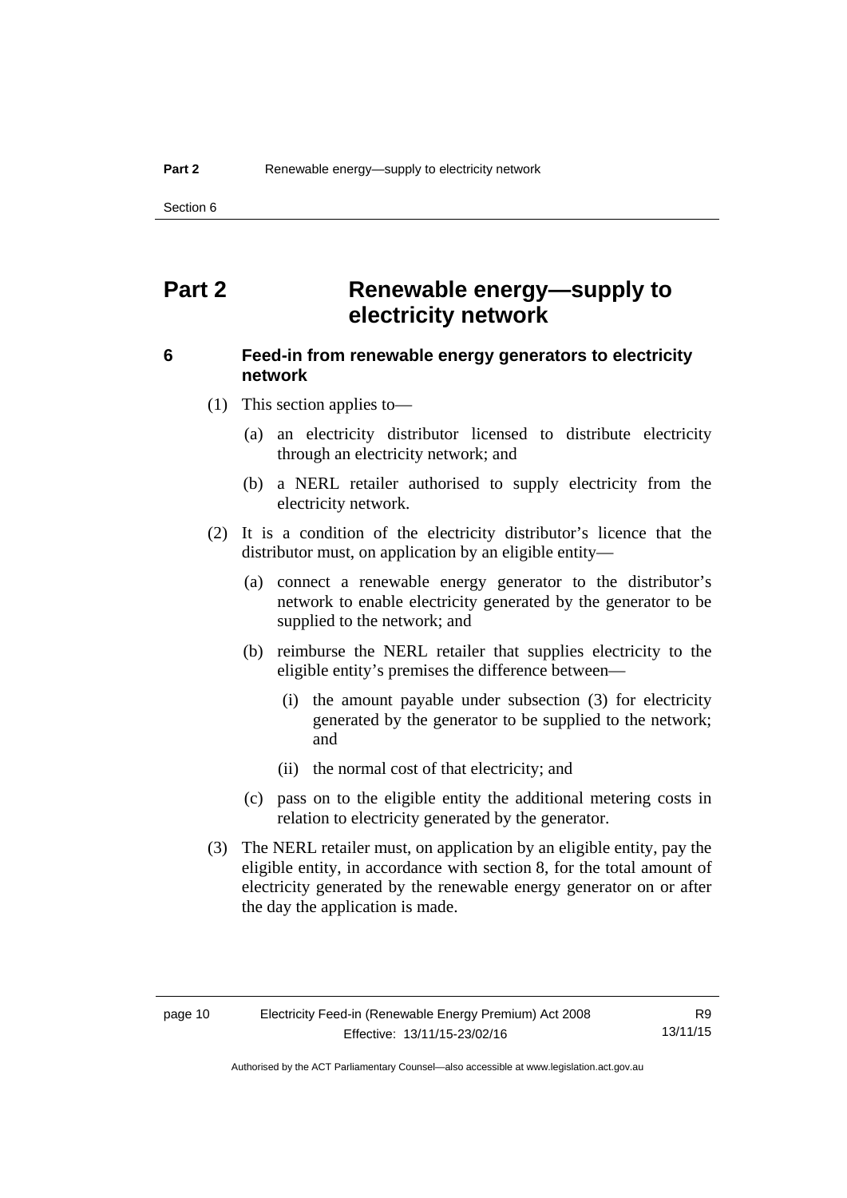# Part 2 Renewable energy—supply to electricity network

## 6 Feed-in from renewable energy generators to electricity network

(1) This section applies to—

(a) an electricity distributor licensed to distribute electricity through an electricity network; and

(b) a NERL retailer authorised to supply electricity from the electricity network.

(2) It is a condition of the electricity distributor's licence that the distributor must, on application by an eligible entity—

(a) connect a renewable energy generator to the distributor's network to enable electricity generated by the generator to be supplied to the network; and

(b) reimburse the NERL retailer that supplies electricity to the eligible entity's premises the difference between—

(i) the amount payable under subsection (3) for electricity generated by the generator to be supplied to the network; and

(ii) the normal cost of that electricity; and

(c) pass on to the eligible entity the additional metering costs in relation to electricity generated by the generator.

(3) The NERL retailer must, on application by an eligible entity, pay the eligible entity, in accordance with section 8, for the total amount of electricity generated by the renewable energy generator on or after the day the application is made.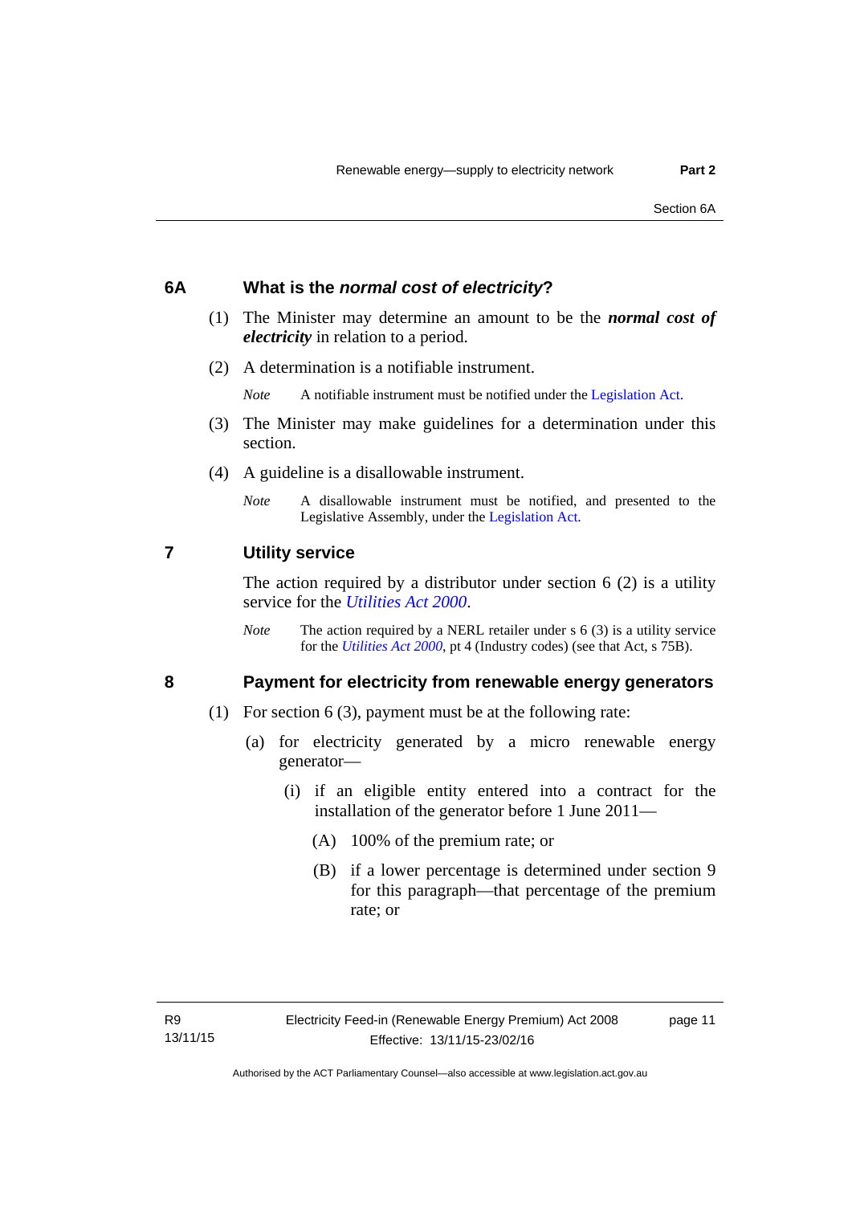## 6A What is the *normal cost of electricity*?

(1) The Minister may determine an amount to be the ***normal cost of electricity*** in relation to a period.

(2) A determination is a notifiable instrument.

*Note* A notifiable instrument must be notified under the Legislation Act.

(3) The Minister may make guidelines for a determination under this section.

(4) A guideline is a disallowable instrument.

*Note* A disallowable instrument must be notified, and presented to the Legislative Assembly, under the Legislation Act.

## 7 Utility service

The action required by a distributor under section 6 (2) is a utility service for the *Utilities Act 2000*.

*Note* The action required by a NERL retailer under s 6 (3) is a utility service for the *Utilities Act 2000*, pt 4 (Industry codes) (see that Act, s 75B).

## 8 Payment for electricity from renewable energy generators

(1) For section 6 (3), payment must be at the following rate:

(a) for electricity generated by a micro renewable energy generator—

(i) if an eligible entity entered into a contract for the installation of the generator before 1 June 2011—

(A) 100% of the premium rate; or

(B) if a lower percentage is determined under section 9 for this paragraph—that percentage of the premium rate; or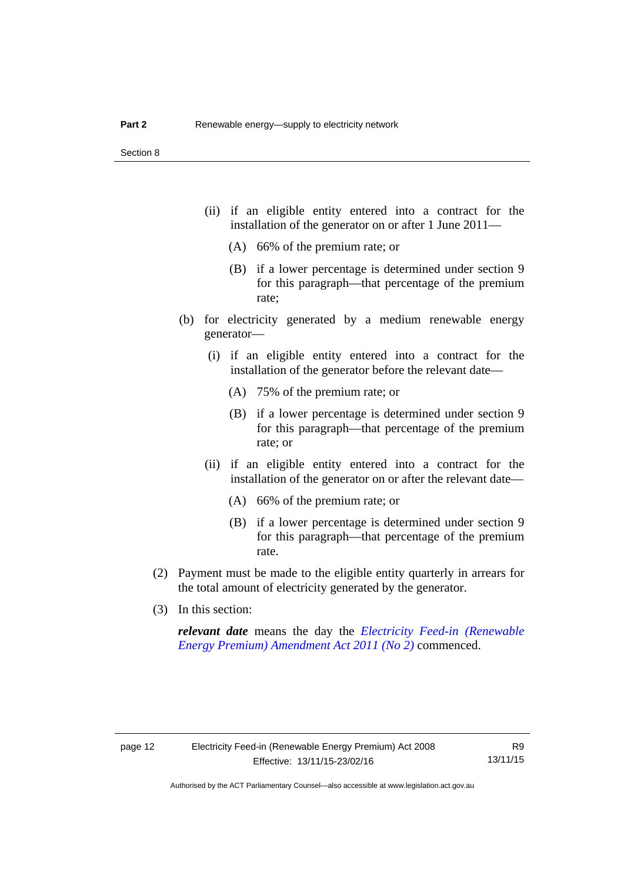(ii) if an eligible entity entered into a contract for the installation of the generator on or after 1 June 2011—

(A) 66% of the premium rate; or

(B) if a lower percentage is determined under section 9 for this paragraph—that percentage of the premium rate;

(b) for electricity generated by a medium renewable energy generator—

(i) if an eligible entity entered into a contract for the installation of the generator before the relevant date—

(A) 75% of the premium rate; or

(B) if a lower percentage is determined under section 9 for this paragraph—that percentage of the premium rate; or

(ii) if an eligible entity entered into a contract for the installation of the generator on or after the relevant date—

(A) 66% of the premium rate; or

(B) if a lower percentage is determined under section 9 for this paragraph—that percentage of the premium rate.

(2) Payment must be made to the eligible entity quarterly in arrears for the total amount of electricity generated by the generator.

(3) In this section:

***relevant date*** means the day the *Electricity Feed-in (Renewable Energy Premium) Amendment Act 2011 (No 2)* commenced.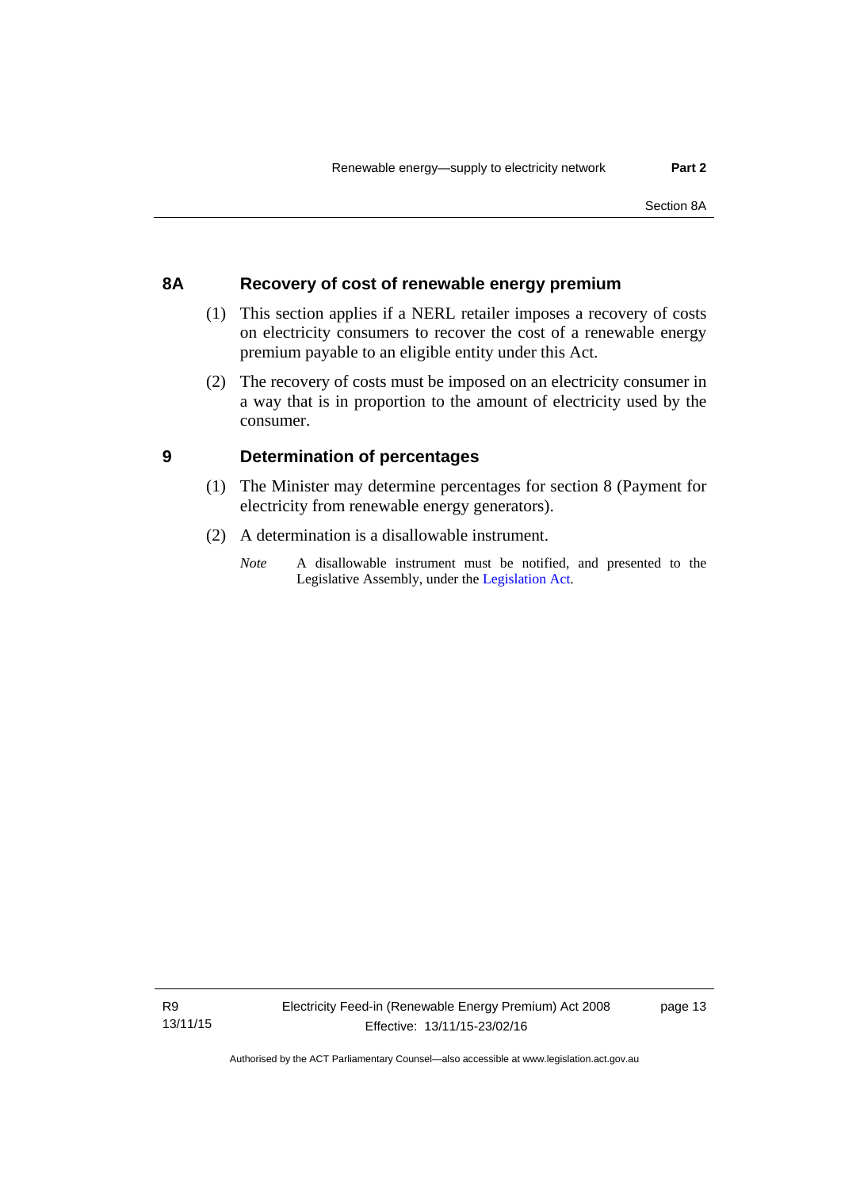## 8A Recovery of cost of renewable energy premium

(1) This section applies if a NERL retailer imposes a recovery of costs on electricity consumers to recover the cost of a renewable energy premium payable to an eligible entity under this Act.

(2) The recovery of costs must be imposed on an electricity consumer in a way that is in proportion to the amount of electricity used by the consumer.

## 9 Determination of percentages

(1) The Minister may determine percentages for section 8 (Payment for electricity from renewable energy generators).

(2) A determination is a disallowable instrument.

*Note* A disallowable instrument must be notified, and presented to the Legislative Assembly, under the Legislation Act.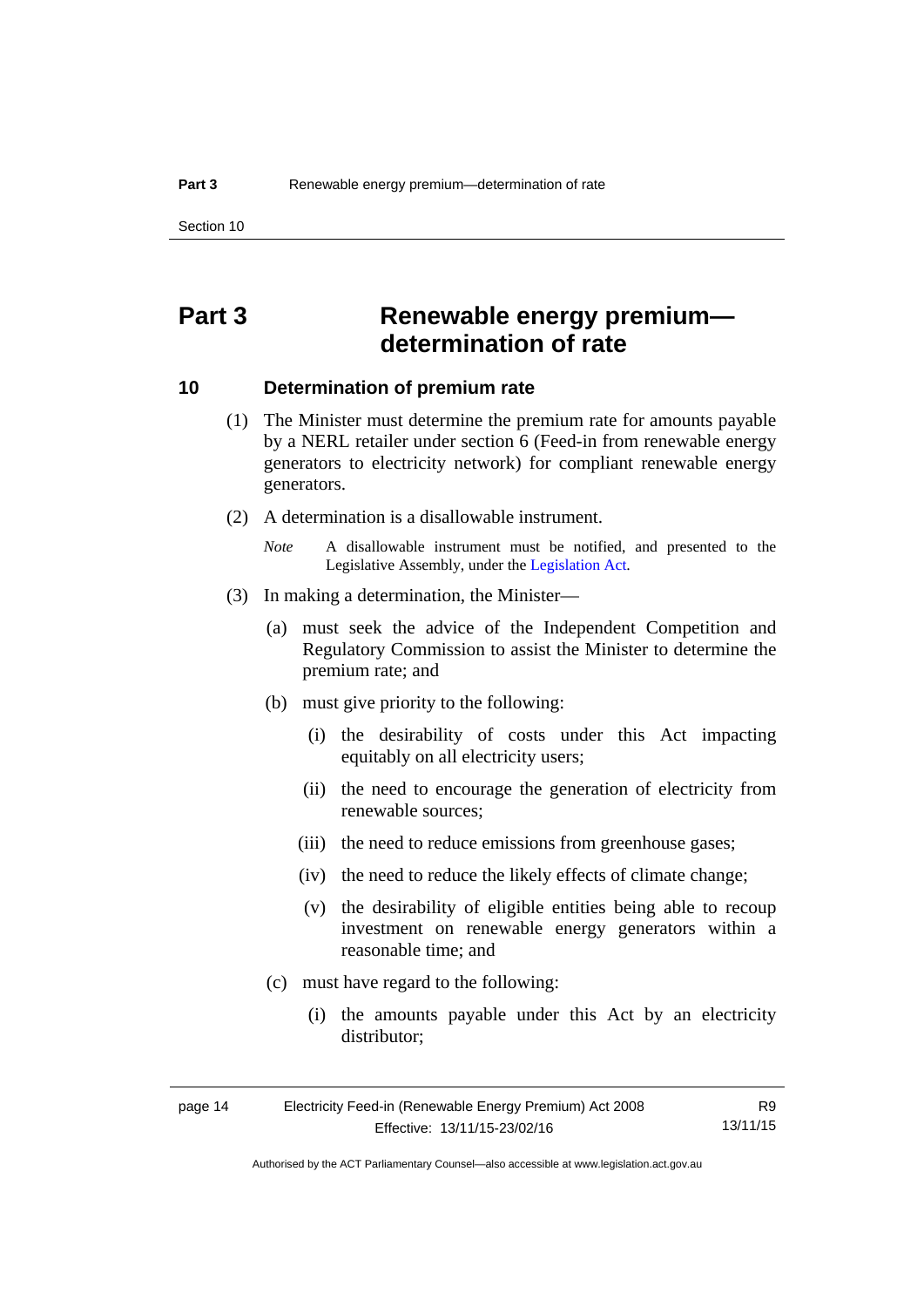# Part 3 Renewable energy premium—determination of rate

## 10 Determination of premium rate

(1) The Minister must determine the premium rate for amounts payable by a NERL retailer under section 6 (Feed-in from renewable energy generators to electricity network) for compliant renewable energy generators.

(2) A determination is a disallowable instrument.

*Note* A disallowable instrument must be notified, and presented to the Legislative Assembly, under the Legislation Act.

(3) In making a determination, the Minister—

(a) must seek the advice of the Independent Competition and Regulatory Commission to assist the Minister to determine the premium rate; and

(b) must give priority to the following:

(i) the desirability of costs under this Act impacting equitably on all electricity users;

(ii) the need to encourage the generation of electricity from renewable sources;

(iii) the need to reduce emissions from greenhouse gases;

(iv) the need to reduce the likely effects of climate change;

(v) the desirability of eligible entities being able to recoup investment on renewable energy generators within a reasonable time; and

(c) must have regard to the following:

(i) the amounts payable under this Act by an electricity distributor;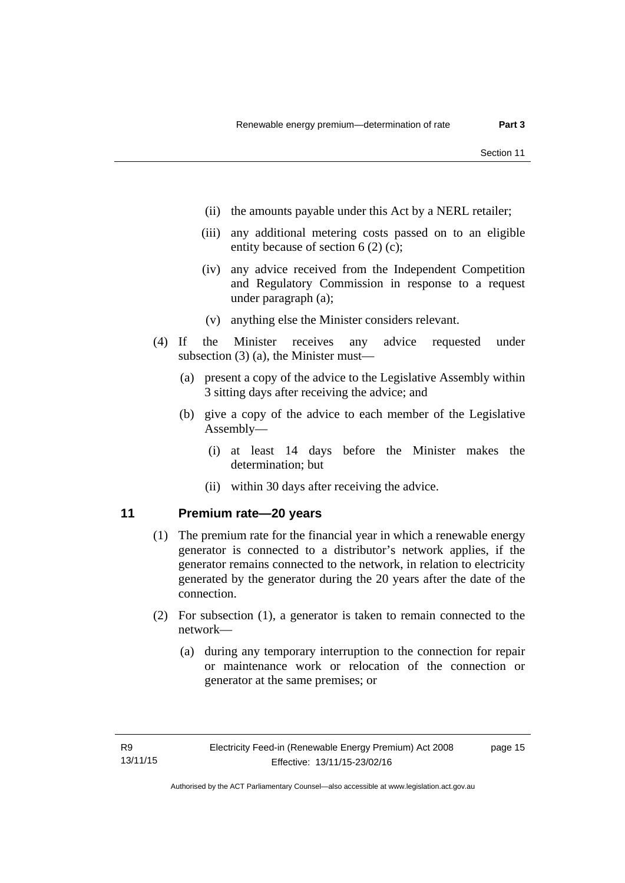(ii) the amounts payable under this Act by a NERL retailer;

(iii) any additional metering costs passed on to an eligible entity because of section 6 (2) (c);

(iv) any advice received from the Independent Competition and Regulatory Commission in response to a request under paragraph (a);

(v) anything else the Minister considers relevant.

(4) If the Minister receives any advice requested under subsection (3) (a), the Minister must—

(a) present a copy of the advice to the Legislative Assembly within 3 sitting days after receiving the advice; and

(b) give a copy of the advice to each member of the Legislative Assembly—

(i) at least 14 days before the Minister makes the determination; but

(ii) within 30 days after receiving the advice.

## 11 Premium rate—20 years

(1) The premium rate for the financial year in which a renewable energy generator is connected to a distributor's network applies, if the generator remains connected to the network, in relation to electricity generated by the generator during the 20 years after the date of the connection.

(2) For subsection (1), a generator is taken to remain connected to the network—

(a) during any temporary interruption to the connection for repair or maintenance work or relocation of the connection or generator at the same premises; or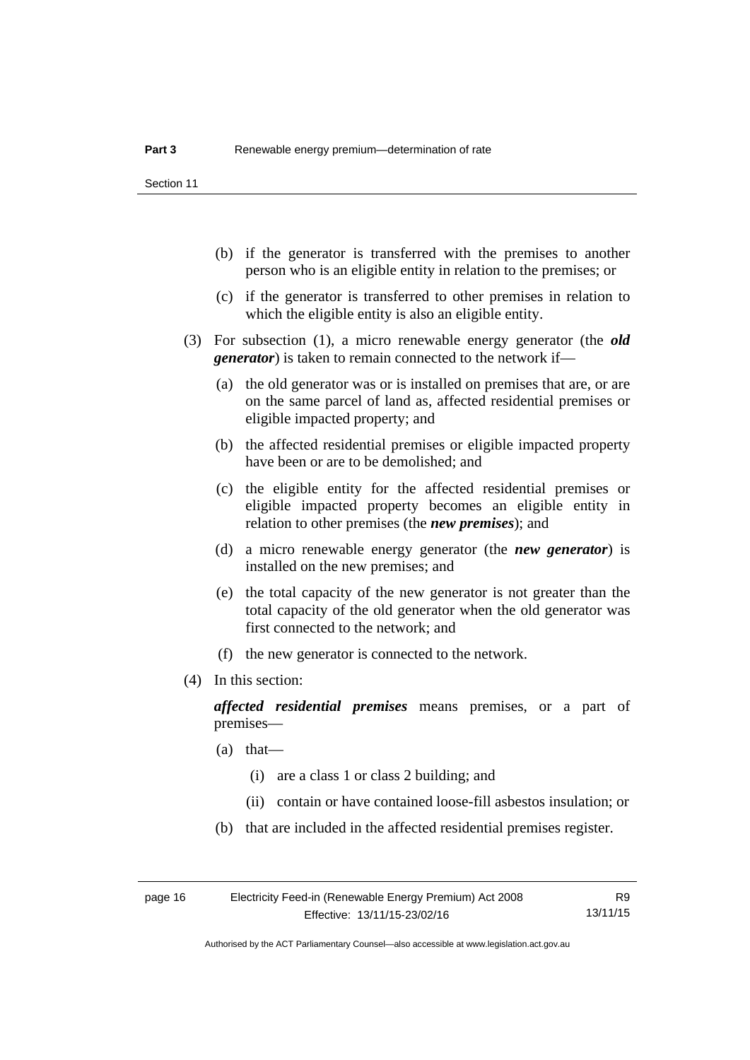(b) if the generator is transferred with the premises to another person who is an eligible entity in relation to the premises; or

(c) if the generator is transferred to other premises in relation to which the eligible entity is also an eligible entity.

(3) For subsection (1), a micro renewable energy generator (the ***old generator***) is taken to remain connected to the network if—

(a) the old generator was or is installed on premises that are, or are on the same parcel of land as, affected residential premises or eligible impacted property; and

(b) the affected residential premises or eligible impacted property have been or are to be demolished; and

(c) the eligible entity for the affected residential premises or eligible impacted property becomes an eligible entity in relation to other premises (the ***new premises***); and

(d) a micro renewable energy generator (the ***new generator***) is installed on the new premises; and

(e) the total capacity of the new generator is not greater than the total capacity of the old generator when the old generator was first connected to the network; and

(f) the new generator is connected to the network.

(4) In this section:

***affected residential premises*** means premises, or a part of premises—

(a) that—

(i) are a class 1 or class 2 building; and

(ii) contain or have contained loose-fill asbestos insulation; or

(b) that are included in the affected residential premises register.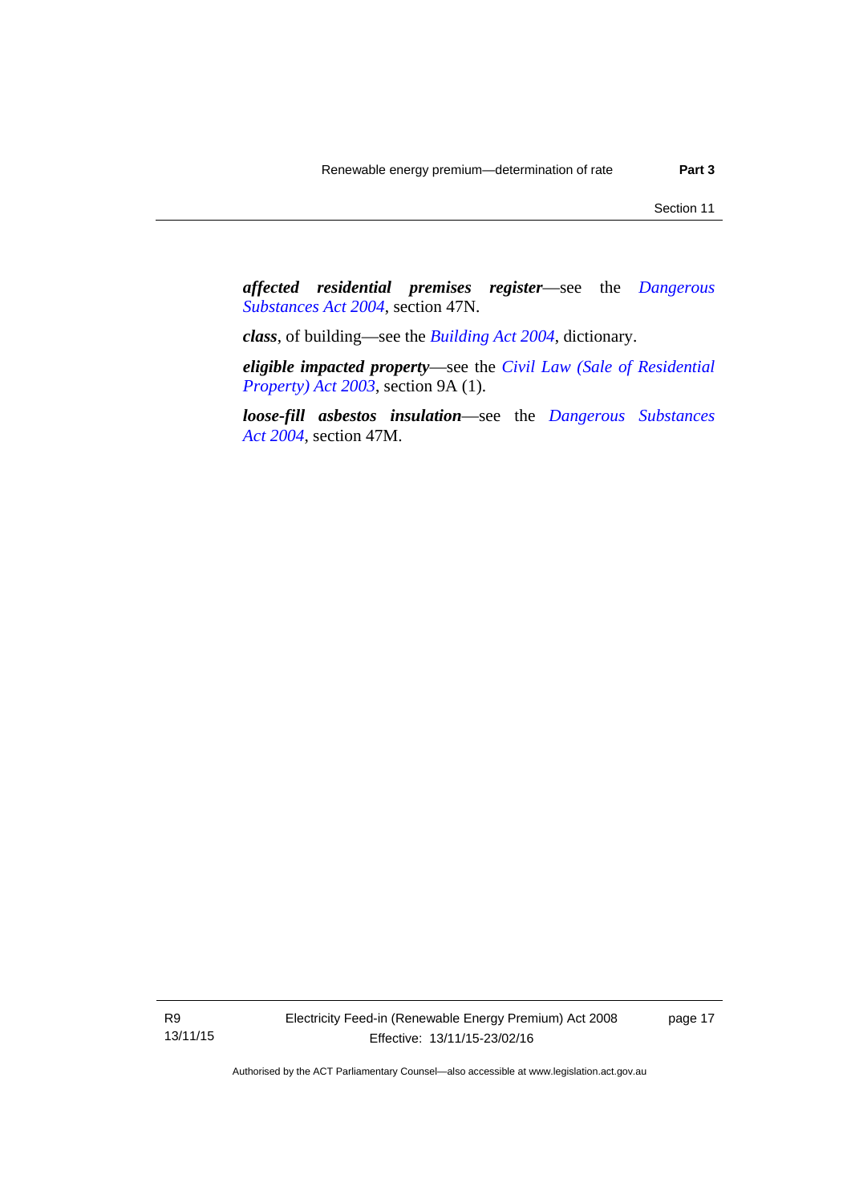***affected residential premises register***—see the *Dangerous Substances Act 2004*, section 47N.

***class***, of building—see the *Building Act 2004*, dictionary.

***eligible impacted property***—see the *Civil Law (Sale of Residential Property) Act 2003*, section 9A (1).

***loose-fill asbestos insulation***—see the *Dangerous Substances Act 2004*, section 47M.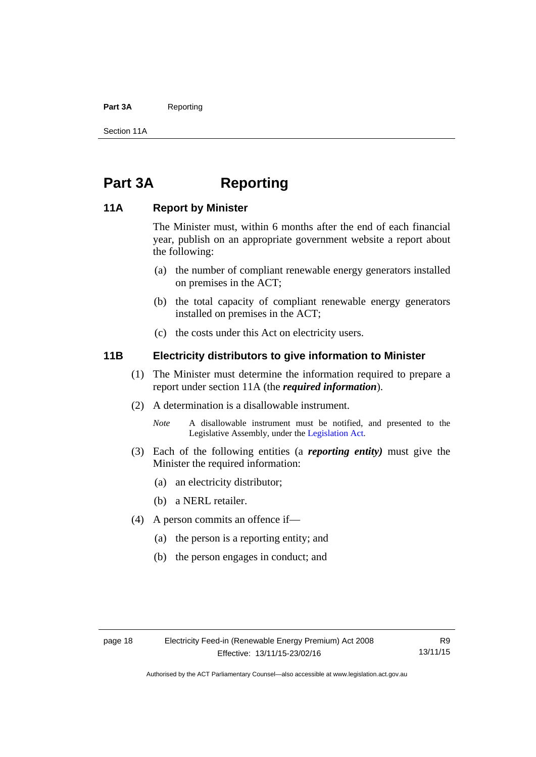# Part 3A Reporting

## 11A Report by Minister

The Minister must, within 6 months after the end of each financial year, publish on an appropriate government website a report about the following:

(a) the number of compliant renewable energy generators installed on premises in the ACT;

(b) the total capacity of compliant renewable energy generators installed on premises in the ACT;

(c) the costs under this Act on electricity users.

## 11B Electricity distributors to give information to Minister

(1) The Minister must determine the information required to prepare a report under section 11A (the ***required information***).

(2) A determination is a disallowable instrument.

*Note* A disallowable instrument must be notified, and presented to the Legislative Assembly, under the Legislation Act.

(3) Each of the following entities (a ***reporting entity)*** must give the Minister the required information:

(a) an electricity distributor;

(b) a NERL retailer.

(4) A person commits an offence if—

(a) the person is a reporting entity; and

(b) the person engages in conduct; and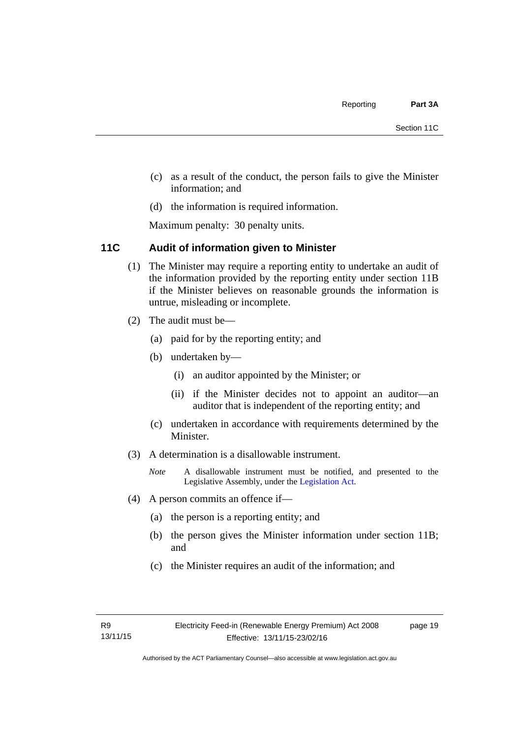(c) as a result of the conduct, the person fails to give the Minister information; and

(d) the information is required information.

Maximum penalty: 30 penalty units.

## 11C Audit of information given to Minister

(1) The Minister may require a reporting entity to undertake an audit of the information provided by the reporting entity under section 11B if the Minister believes on reasonable grounds the information is untrue, misleading or incomplete.

(2) The audit must be—

(a) paid for by the reporting entity; and

(b) undertaken by—

(i) an auditor appointed by the Minister; or

(ii) if the Minister decides not to appoint an auditor—an auditor that is independent of the reporting entity; and

(c) undertaken in accordance with requirements determined by the Minister.

(3) A determination is a disallowable instrument.

*Note* A disallowable instrument must be notified, and presented to the Legislative Assembly, under the Legislation Act.

(4) A person commits an offence if—

(a) the person is a reporting entity; and

(b) the person gives the Minister information under section 11B; and

(c) the Minister requires an audit of the information; and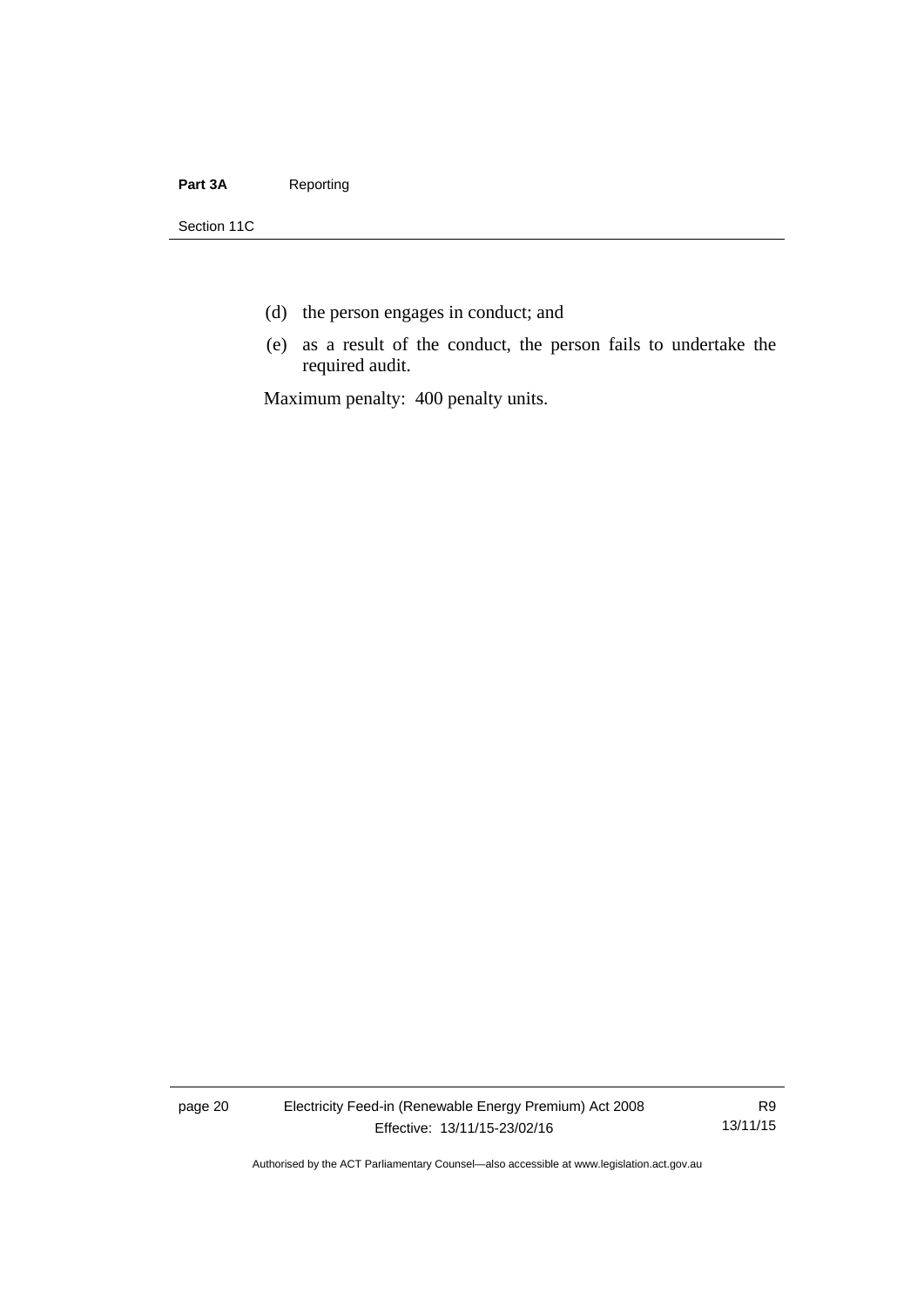(d) the person engages in conduct; and

(e) as a result of the conduct, the person fails to undertake the required audit.

Maximum penalty: 400 penalty units.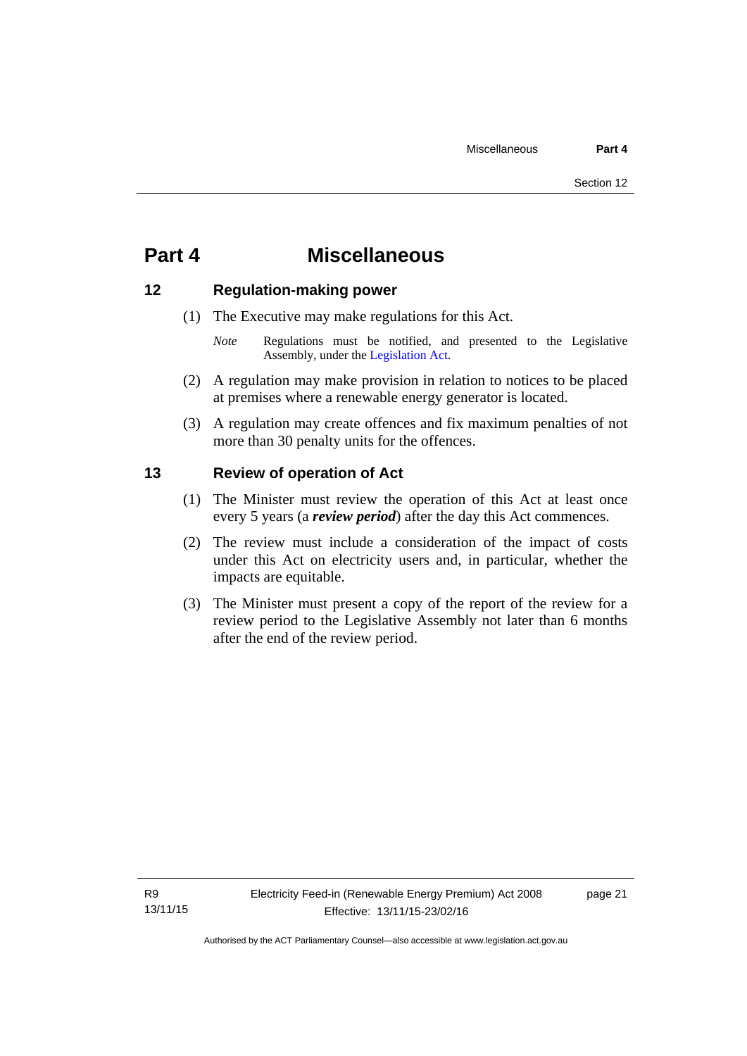# Part 4 Miscellaneous

## 12 Regulation-making power

(1) The Executive may make regulations for this Act.

*Note* Regulations must be notified, and presented to the Legislative Assembly, under the Legislation Act.

(2) A regulation may make provision in relation to notices to be placed at premises where a renewable energy generator is located.

(3) A regulation may create offences and fix maximum penalties of not more than 30 penalty units for the offences.

## 13 Review of operation of Act

(1) The Minister must review the operation of this Act at least once every 5 years (a ***review period***) after the day this Act commences.

(2) The review must include a consideration of the impact of costs under this Act on electricity users and, in particular, whether the impacts are equitable.

(3) The Minister must present a copy of the report of the review for a review period to the Legislative Assembly not later than 6 months after the end of the review period.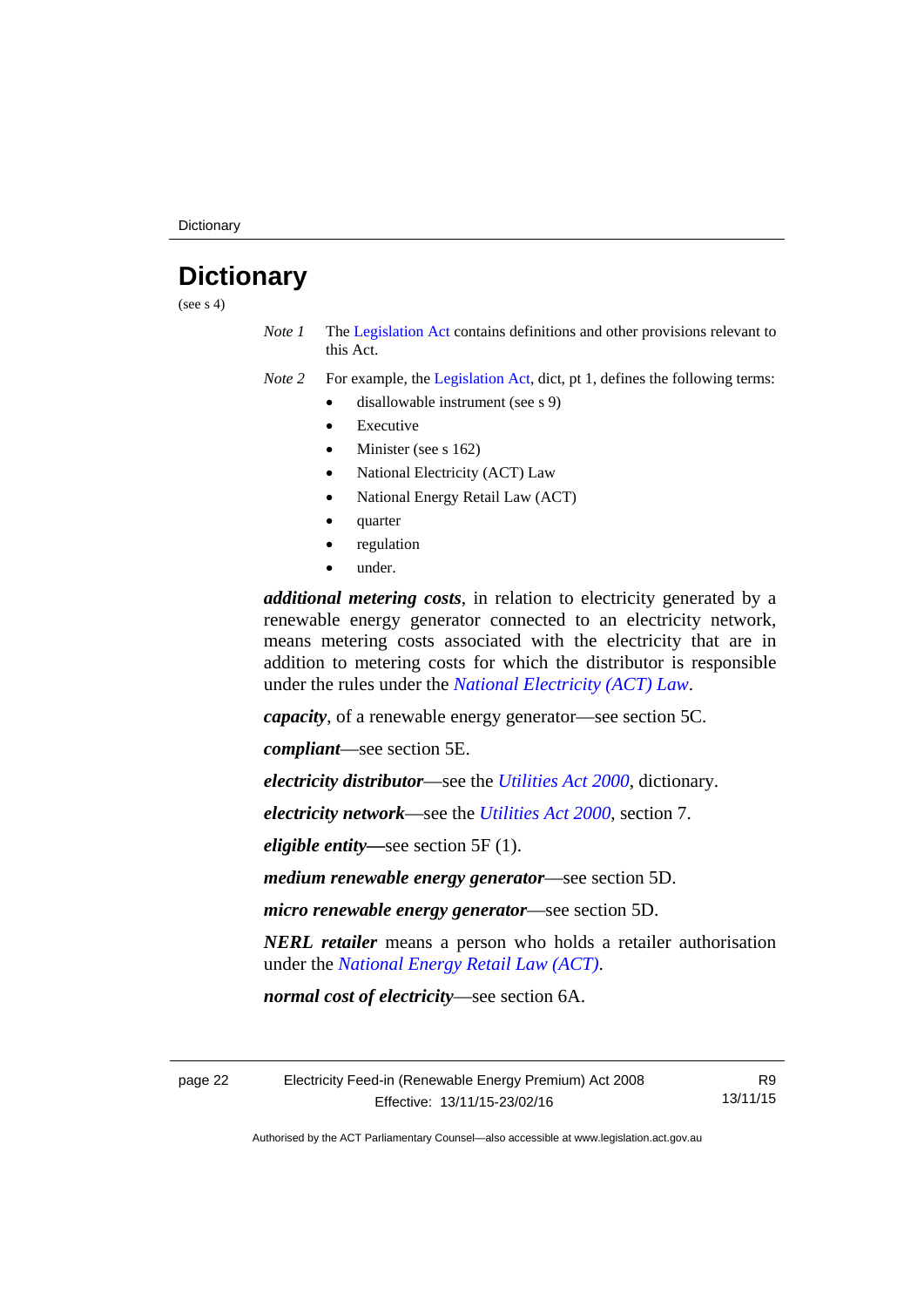# Dictionary

(see s 4)

*Note 1* The Legislation Act contains definitions and other provisions relevant to this Act.

*Note 2* For example, the Legislation Act, dict, pt 1, defines the following terms:

- disallowable instrument (see s 9)
- Executive
- Minister (see s 162)
- National Electricity (ACT) Law
- National Energy Retail Law (ACT)
- quarter
- regulation
- under.

***additional metering costs***, in relation to electricity generated by a renewable energy generator connected to an electricity network, means metering costs associated with the electricity that are in addition to metering costs for which the distributor is responsible under the rules under the *National Electricity (ACT) Law*.

***capacity***, of a renewable energy generator—see section 5C.

***compliant***—see section 5E.

***electricity distributor***—see the *Utilities Act 2000*, dictionary.

***electricity network***—see the *Utilities Act 2000*, section 7.

***eligible entity***—see section 5F (1).

***medium renewable energy generator***—see section 5D.

***micro renewable energy generator***—see section 5D.

***NERL retailer*** means a person who holds a retailer authorisation under the *National Energy Retail Law (ACT)*.

***normal cost of electricity***—see section 6A.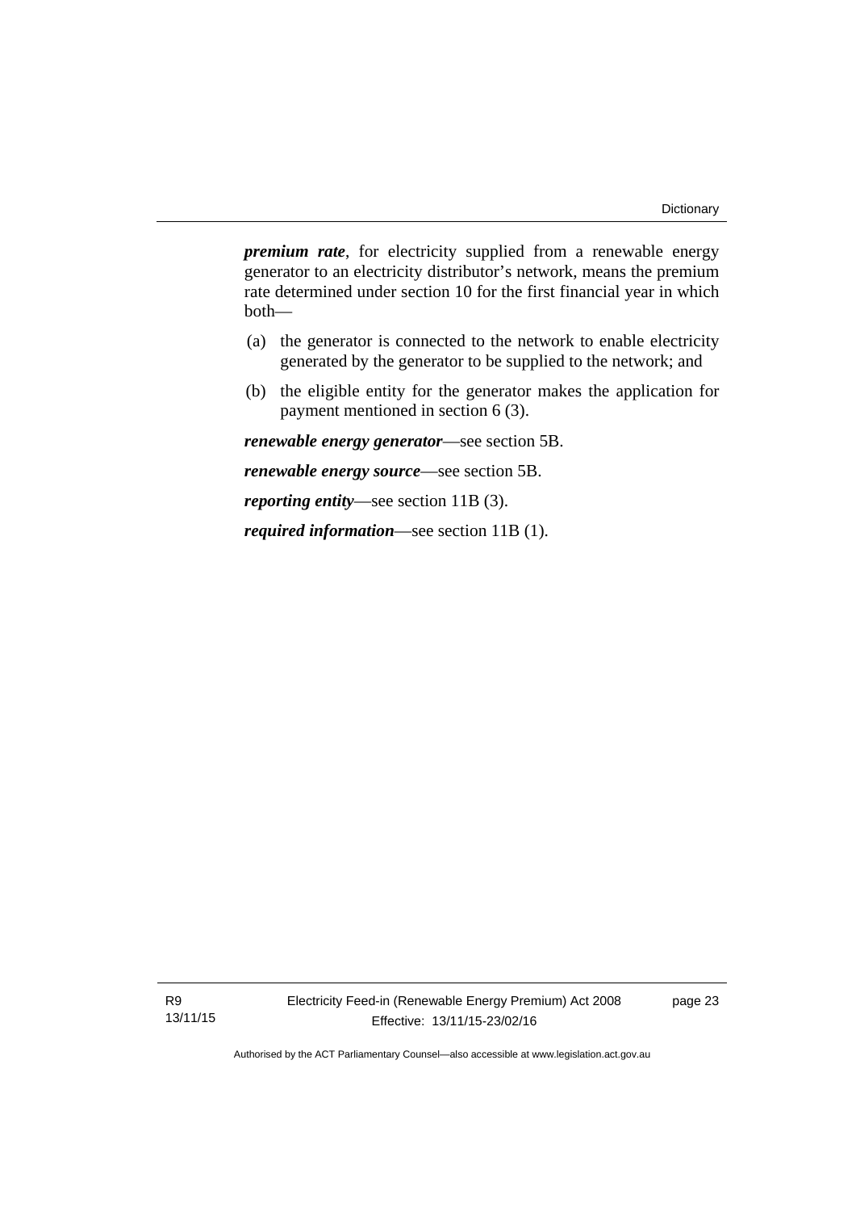***premium rate***, for electricity supplied from a renewable energy generator to an electricity distributor's network, means the premium rate determined under section 10 for the first financial year in which both—

(a) the generator is connected to the network to enable electricity generated by the generator to be supplied to the network; and

(b) the eligible entity for the generator makes the application for payment mentioned in section 6 (3).

***renewable energy generator***—see section 5B.

***renewable energy source***—see section 5B.

***reporting entity***—see section 11B (3).

***required information***—see section 11B (1).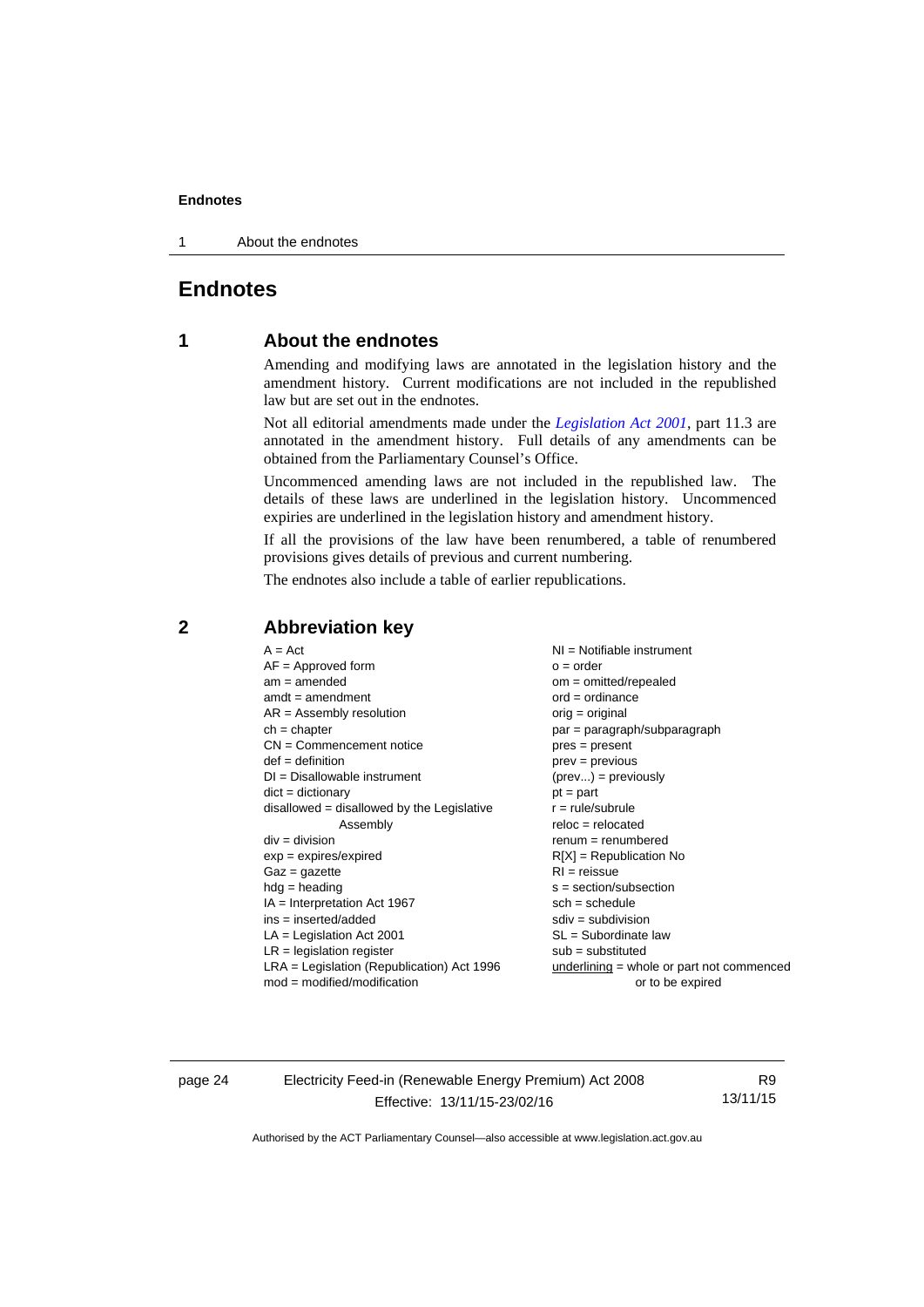# Endnotes

## 1 About the endnotes

Amending and modifying laws are annotated in the legislation history and the amendment history. Current modifications are not included in the republished law but are set out in the endnotes.

Not all editorial amendments made under the *Legislation Act 2001*, part 11.3 are annotated in the amendment history. Full details of any amendments can be obtained from the Parliamentary Counsel's Office.

Uncommenced amending laws are not included in the republished law. The details of these laws are underlined in the legislation history. Uncommenced expiries are underlined in the legislation history and amendment history.

If all the provisions of the law have been renumbered, a table of renumbered provisions gives details of previous and current numbering.

The endnotes also include a table of earlier republications.

## 2 Abbreviation key

A = Act
AF = Approved form
am = amended
amdt = amendment
AR = Assembly resolution
ch = chapter
CN = Commencement notice
def = definition
DI = Disallowable instrument
dict = dictionary
disallowed = disallowed by the Legislative Assembly
div = division
exp = expires/expired
Gaz = gazette
hdg = heading
IA = Interpretation Act 1967
ins = inserted/added
LA = Legislation Act 2001
LR = legislation register
LRA = Legislation (Republication) Act 1996
mod = modified/modification
NI = Notifiable instrument
o = order
om = omitted/repealed
ord = ordinance
orig = original
par = paragraph/subparagraph
pres = present
prev = previous
(prev...) = previously
pt = part
r = rule/subrule
reloc = relocated
renum = renumbered
R[X] = Republication No
RI = reissue
s = section/subsection
sch = schedule
sdiv = subdivision
SL = Subordinate law
sub = substituted
underlining = whole or part not commenced or to be expired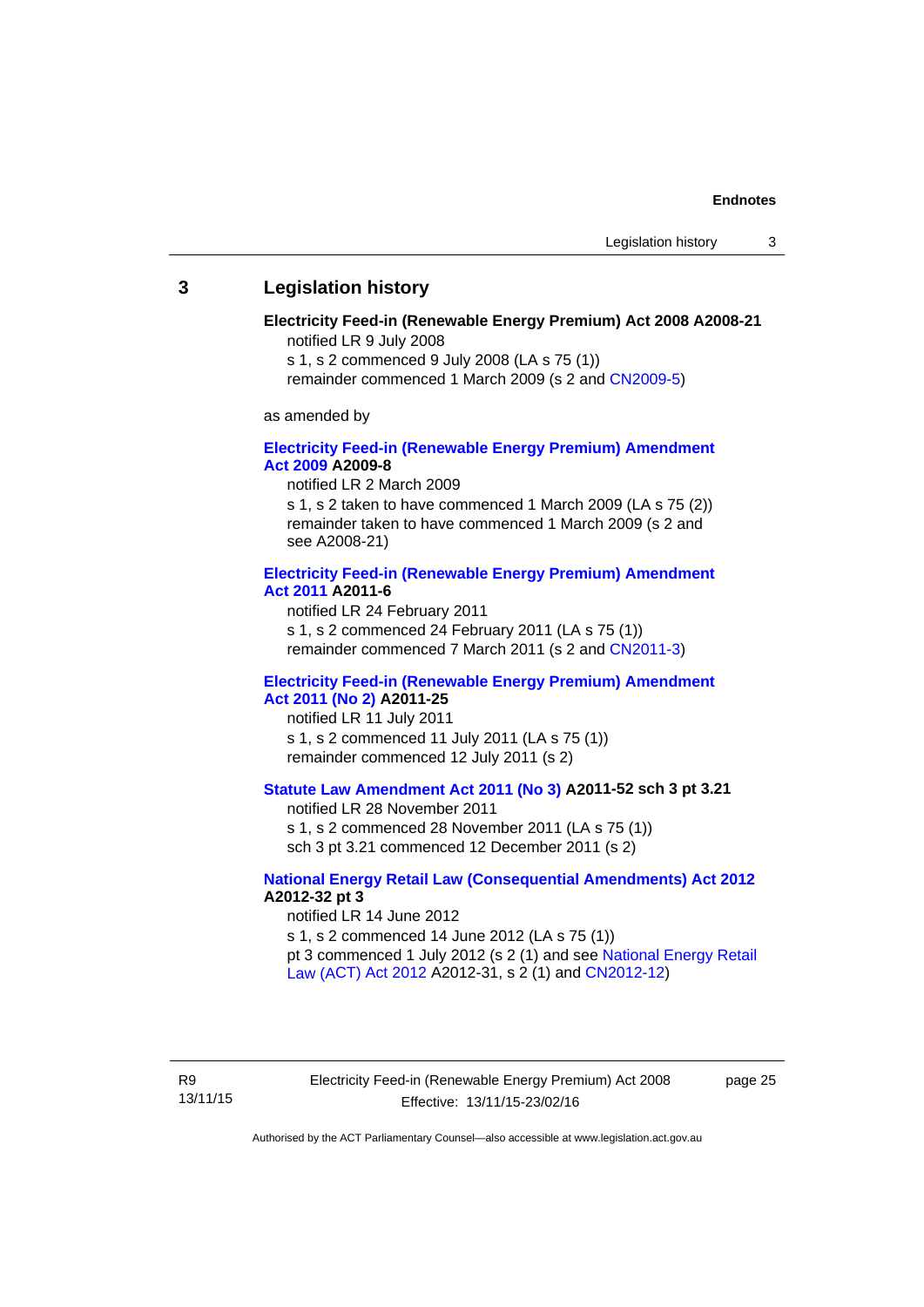## 3 Legislation history

**Electricity Feed-in (Renewable Energy Premium) Act 2008 A2008-21**

notified LR 9 July 2008

s 1, s 2 commenced 9 July 2008 (LA s 75 (1))

remainder commenced 1 March 2009 (s 2 and CN2009-5)

as amended by

**Electricity Feed-in (Renewable Energy Premium) Amendment Act 2009 A2009-8**

notified LR 2 March 2009

s 1, s 2 taken to have commenced 1 March 2009 (LA s 75 (2))

remainder taken to have commenced 1 March 2009 (s 2 and see A2008-21)

**Electricity Feed-in (Renewable Energy Premium) Amendment Act 2011 A2011-6**

notified LR 24 February 2011

s 1, s 2 commenced 24 February 2011 (LA s 75 (1))

remainder commenced 7 March 2011 (s 2 and CN2011-3)

**Electricity Feed-in (Renewable Energy Premium) Amendment Act 2011 (No 2) A2011-25**

notified LR 11 July 2011

s 1, s 2 commenced 11 July 2011 (LA s 75 (1))

remainder commenced 12 July 2011 (s 2)

**Statute Law Amendment Act 2011 (No 3) A2011-52 sch 3 pt 3.21**

notified LR 28 November 2011

s 1, s 2 commenced 28 November 2011 (LA s 75 (1))

sch 3 pt 3.21 commenced 12 December 2011 (s 2)

**National Energy Retail Law (Consequential Amendments) Act 2012 A2012-32 pt 3**

notified LR 14 June 2012

s 1, s 2 commenced 14 June 2012 (LA s 75 (1))

pt 3 commenced 1 July 2012 (s 2 (1) and see National Energy Retail Law (ACT) Act 2012 A2012-31, s 2 (1) and CN2012-12)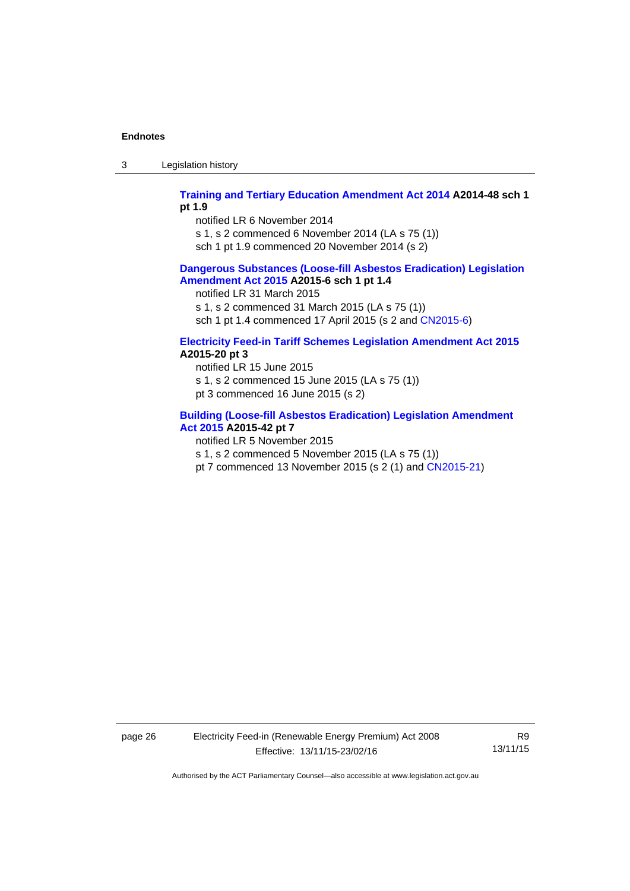**Training and Tertiary Education Amendment Act 2014 A2014-48 sch 1 pt 1.9**

notified LR 6 November 2014

s 1, s 2 commenced 6 November 2014 (LA s 75 (1))

sch 1 pt 1.9 commenced 20 November 2014 (s 2)

**Dangerous Substances (Loose-fill Asbestos Eradication) Legislation Amendment Act 2015 A2015-6 sch 1 pt 1.4**

notified LR 31 March 2015

s 1, s 2 commenced 31 March 2015 (LA s 75 (1))

sch 1 pt 1.4 commenced 17 April 2015 (s 2 and CN2015-6)

**Electricity Feed-in Tariff Schemes Legislation Amendment Act 2015 A2015-20 pt 3**

notified LR 15 June 2015

s 1, s 2 commenced 15 June 2015 (LA s 75 (1))

pt 3 commenced 16 June 2015 (s 2)

**Building (Loose-fill Asbestos Eradication) Legislation Amendment Act 2015 A2015-42 pt 7**

notified LR 5 November 2015

s 1, s 2 commenced 5 November 2015 (LA s 75 (1))

pt 7 commenced 13 November 2015 (s 2 (1) and CN2015-21)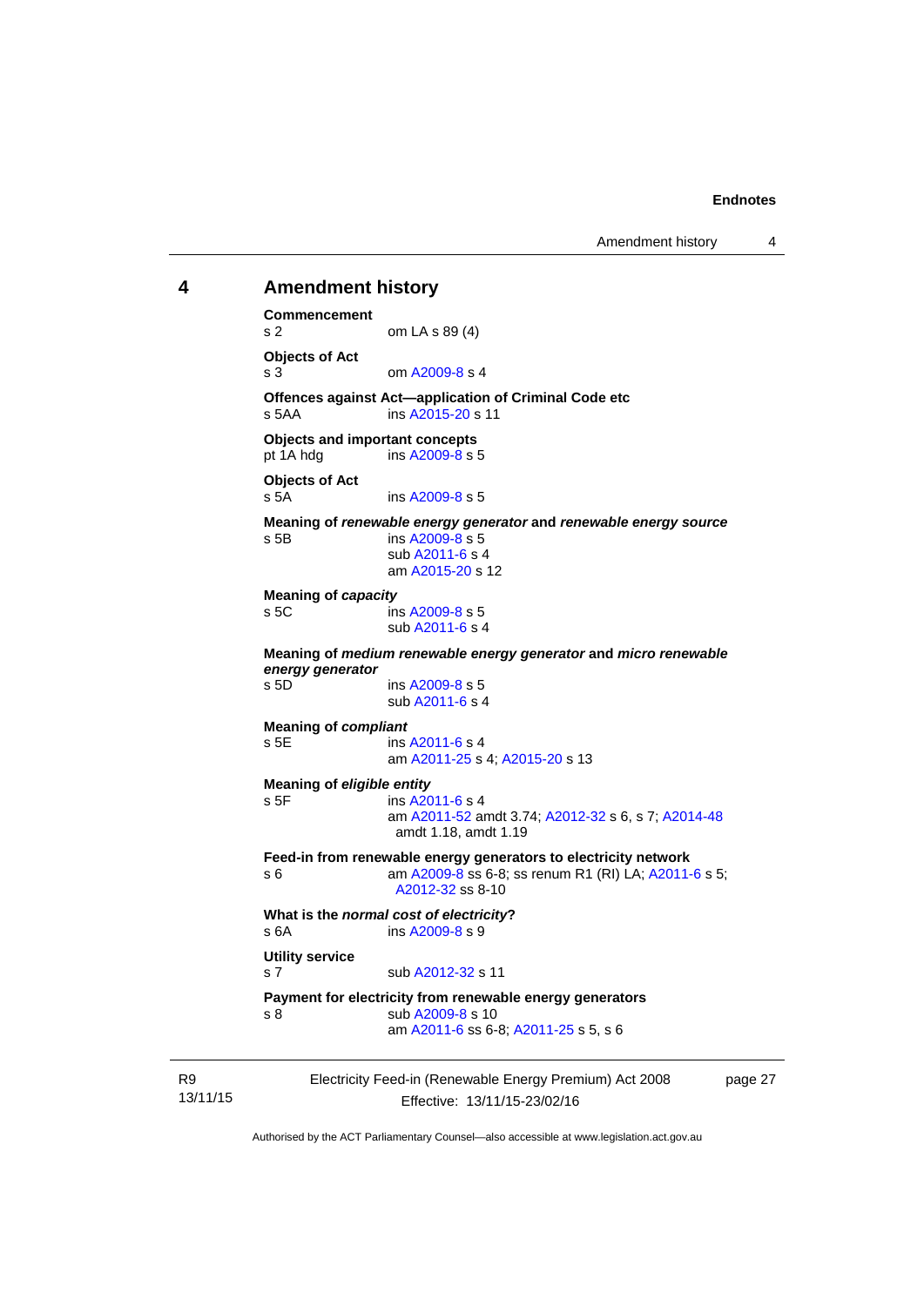## 4 Amendment history

**Commencement**
s 2 om LA s 89 (4)

**Objects of Act**
s 3 om A2009-8 s 4

**Offences against Act—application of Criminal Code etc**
s 5AA ins A2015-20 s 11

**Objects and important concepts**
pt 1A hdg ins A2009-8 s 5

**Objects of Act**
s 5A ins A2009-8 s 5

**Meaning of *renewable energy generator* and *renewable energy source***
s 5B ins A2009-8 s 5
sub A2011-6 s 4
am A2015-20 s 12

**Meaning of *capacity***
s 5C ins A2009-8 s 5
sub A2011-6 s 4

**Meaning of *medium renewable energy generator* and *micro renewable energy generator***
s 5D ins A2009-8 s 5
sub A2011-6 s 4

**Meaning of *compliant***
s 5E ins A2011-6 s 4
am A2011-25 s 4; A2015-20 s 13

**Meaning of *eligible entity***
s 5F ins A2011-6 s 4
am A2011-52 amdt 3.74; A2012-32 s 6, s 7; A2014-48 amdt 1.18, amdt 1.19

**Feed-in from renewable energy generators to electricity network**
s 6 am A2009-8 ss 6-8; ss renum R1 (RI) LA; A2011-6 s 5; A2012-32 ss 8-10

**What is the *normal cost of electricity*?**
s 6A ins A2009-8 s 9

**Utility service**
s 7 sub A2012-32 s 11

**Payment for electricity from renewable energy generators**
s 8 sub A2009-8 s 10
am A2011-6 ss 6-8; A2011-25 s 5, s 6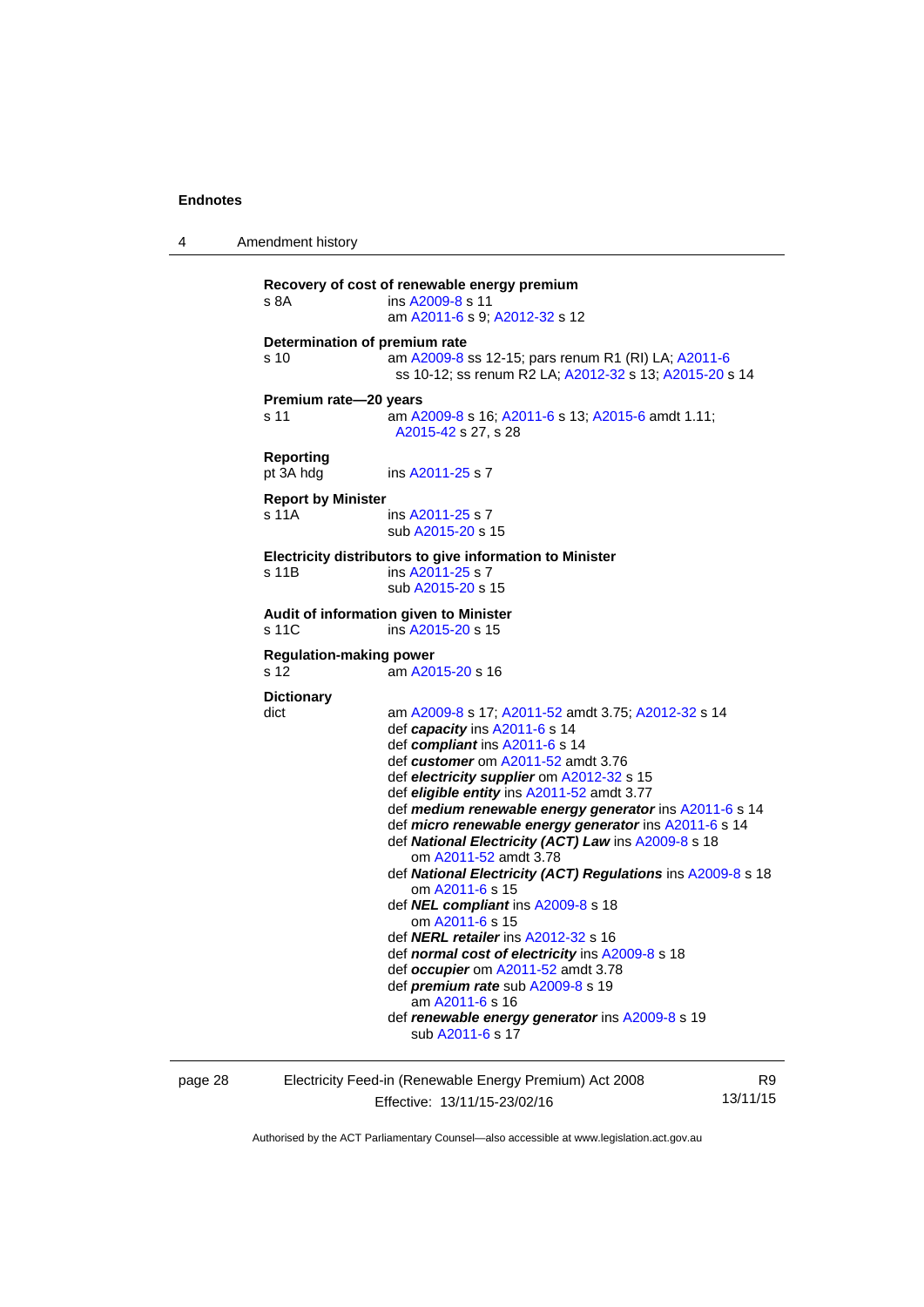**Recovery of cost of renewable energy premium**
s 8A ins A2009-8 s 11
am A2011-6 s 9; A2012-32 s 12

**Determination of premium rate**
s 10 am A2009-8 ss 12-15; pars renum R1 (RI) LA; A2011-6 ss 10-12; ss renum R2 LA; A2012-32 s 13; A2015-20 s 14

**Premium rate—20 years**
s 11 am A2009-8 s 16; A2011-6 s 13; A2015-6 amdt 1.11; A2015-42 s 27, s 28

**Reporting**
pt 3A hdg ins A2011-25 s 7

**Report by Minister**
s 11A ins A2011-25 s 7
sub A2015-20 s 15

**Electricity distributors to give information to Minister**
s 11B ins A2011-25 s 7
sub A2015-20 s 15

**Audit of information given to Minister**
s 11C ins A2015-20 s 15

**Regulation-making power**
s 12 am A2015-20 s 16

**Dictionary**
dict am A2009-8 s 17; A2011-52 amdt 3.75; A2012-32 s 14
def ***capacity*** ins A2011-6 s 14
def ***compliant*** ins A2011-6 s 14
def ***customer*** om A2011-52 amdt 3.76
def ***electricity supplier*** om A2012-32 s 15
def ***eligible entity*** ins A2011-52 amdt 3.77
def ***medium renewable energy generator*** ins A2011-6 s 14
def ***micro renewable energy generator*** ins A2011-6 s 14
def ***National Electricity (ACT) Law*** ins A2009-8 s 18
om A2011-52 amdt 3.78
def ***National Electricity (ACT) Regulations*** ins A2009-8 s 18
om A2011-6 s 15
def ***NEL compliant*** ins A2009-8 s 18
om A2011-6 s 15
def ***NERL retailer*** ins A2012-32 s 16
def ***normal cost of electricity*** ins A2009-8 s 18
def ***occupier*** om A2011-52 amdt 3.78
def ***premium rate*** sub A2009-8 s 19
am A2011-6 s 16
def ***renewable energy generator*** ins A2009-8 s 19
sub A2011-6 s 17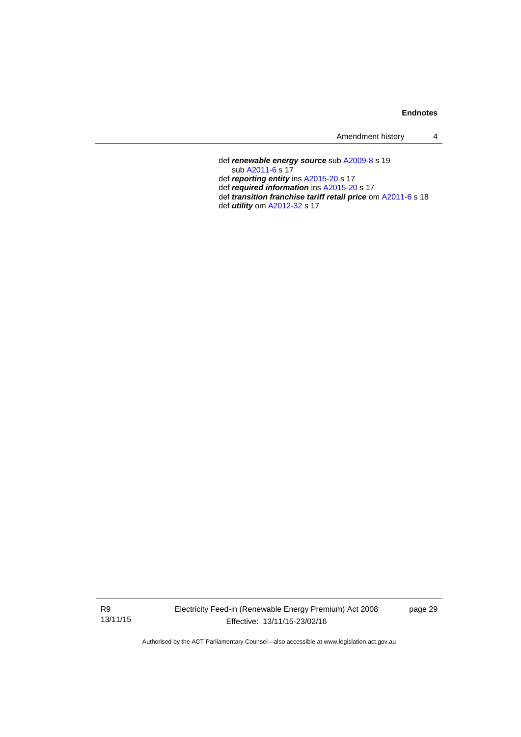def ***renewable energy source*** sub A2009-8 s 19
sub A2011-6 s 17
def ***reporting entity*** ins A2015-20 s 17
def ***required information*** ins A2015-20 s 17
def ***transition franchise tariff retail price*** om A2011-6 s 18
def ***utility*** om A2012-32 s 17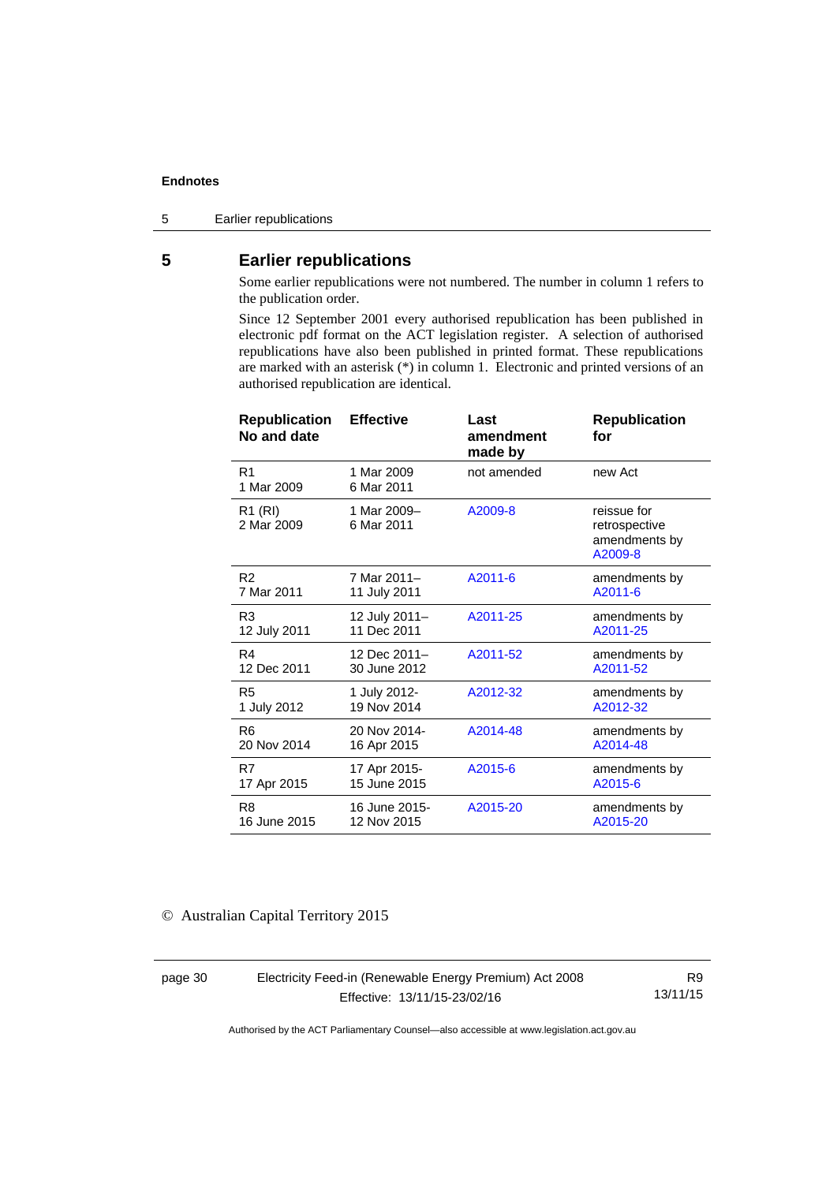## 5 Earlier republications

Some earlier republications were not numbered. The number in column 1 refers to the publication order.

Since 12 September 2001 every authorised republication has been published in electronic pdf format on the ACT legislation register. A selection of authorised republications have also been published in printed format. These republications are marked with an asterisk (*) in column 1. Electronic and printed versions of an authorised republication are identical.

| Republication No and date | Effective | Last amendment made by | Republication for |
|---|---|---|---|
| R1<br>1 Mar 2009 | 1 Mar 2009<br>6 Mar 2011 | not amended | new Act |
| R1 (RI)<br>2 Mar 2009 | 1 Mar 2009–<br>6 Mar 2011 | A2009-8 | reissue for retrospective amendments by A2009-8 |
| R2<br>7 Mar 2011 | 7 Mar 2011–<br>11 July 2011 | A2011-6 | amendments by A2011-6 |
| R3<br>12 July 2011 | 12 July 2011–<br>11 Dec 2011 | A2011-25 | amendments by A2011-25 |
| R4<br>12 Dec 2011 | 12 Dec 2011–<br>30 June 2012 | A2011-52 | amendments by A2011-52 |
| R5<br>1 July 2012 | 1 July 2012-<br>19 Nov 2014 | A2012-32 | amendments by A2012-32 |
| R6<br>20 Nov 2014 | 20 Nov 2014-<br>16 Apr 2015 | A2014-48 | amendments by A2014-48 |
| R7<br>17 Apr 2015 | 17 Apr 2015-<br>15 June 2015 | A2015-6 | amendments by A2015-6 |
| R8<br>16 June 2015 | 16 June 2015-<br>12 Nov 2015 | A2015-20 | amendments by A2015-20 |

© Australian Capital Territory 2015